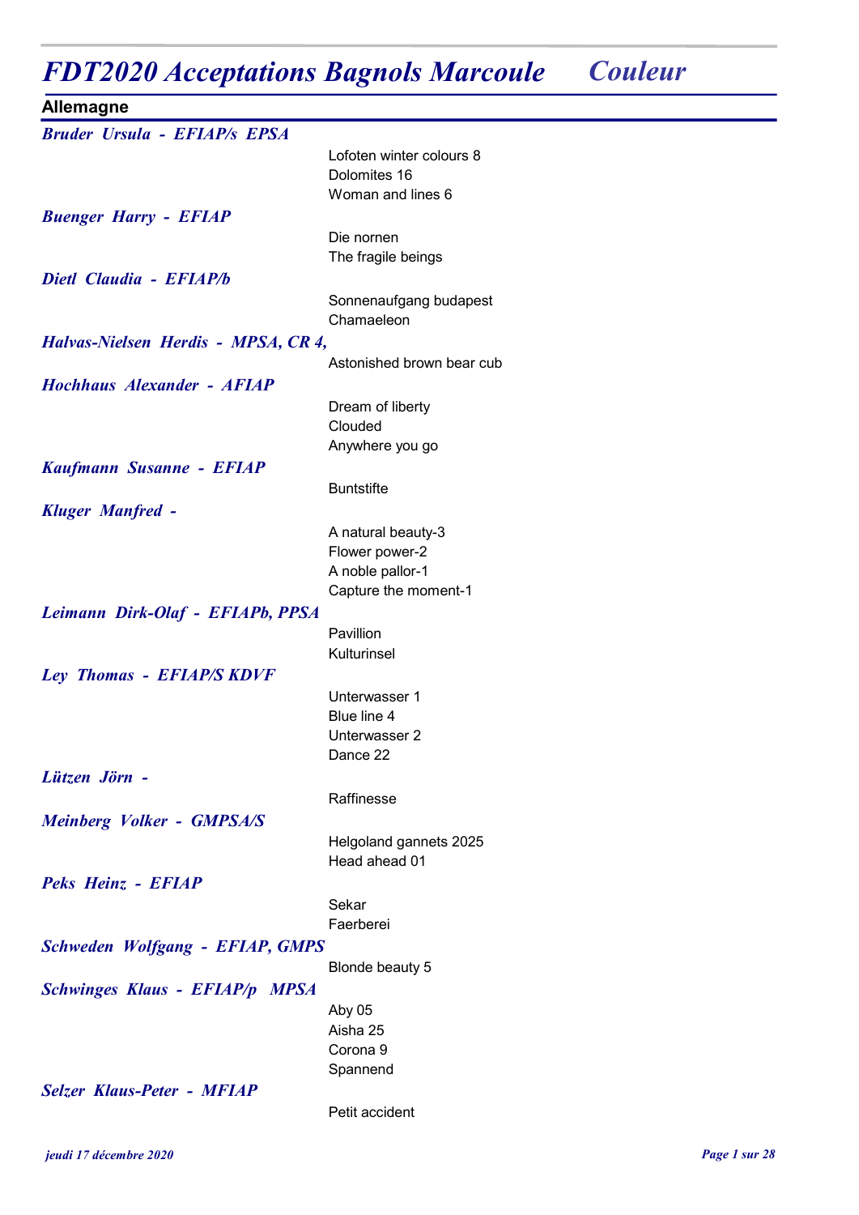# FDT2020 Acceptations Bagnols Marcoule Couleur

## Allemagne

***Bruder Ursula - EFIAP/s EPSA***

- Lofoten winter colours 8
- Dolomites 16
- Woman and lines 6

***Buenger Harry - EFIAP***

- Die nornen
- The fragile beings

***Dietl Claudia - EFIAP/b***

- Sonnenaufgang budapest
- Chamaeleon

***Halvas-Nielsen Herdis - MPSA, CR 4,***

- Astonished brown bear cub

***Hochhaus Alexander - AFIAP***

- Dream of liberty
- Clouded
- Anywhere you go

***Kaufmann Susanne - EFIAP***

- Buntstifte

***Kluger Manfred -***

- A natural beauty-3
- Flower power-2
- A noble pallor-1
- Capture the moment-1

***Leimann Dirk-Olaf - EFIAPb, PPSA***

- Pavillion
- Kulturinsel

***Ley Thomas - EFIAP/S KDVF***

- Unterwasser 1
- Blue line 4
- Unterwasser 2
- Dance 22

***Lützen Jörn -***

- Raffinesse

***Meinberg Volker - GMPSA/S***

- Helgoland gannets 2025
- Head ahead 01

***Peks Heinz - EFIAP***

- Sekar
- Faerberei

***Schweden Wolfgang - EFIAP, GMPS***

- Blonde beauty 5

***Schwinges Klaus - EFIAP/p MPSA***

- Aby 05
- Aisha 25
- Corona 9
- Spannend

***Selzer Klaus-Peter - MFIAP***

- Petit accident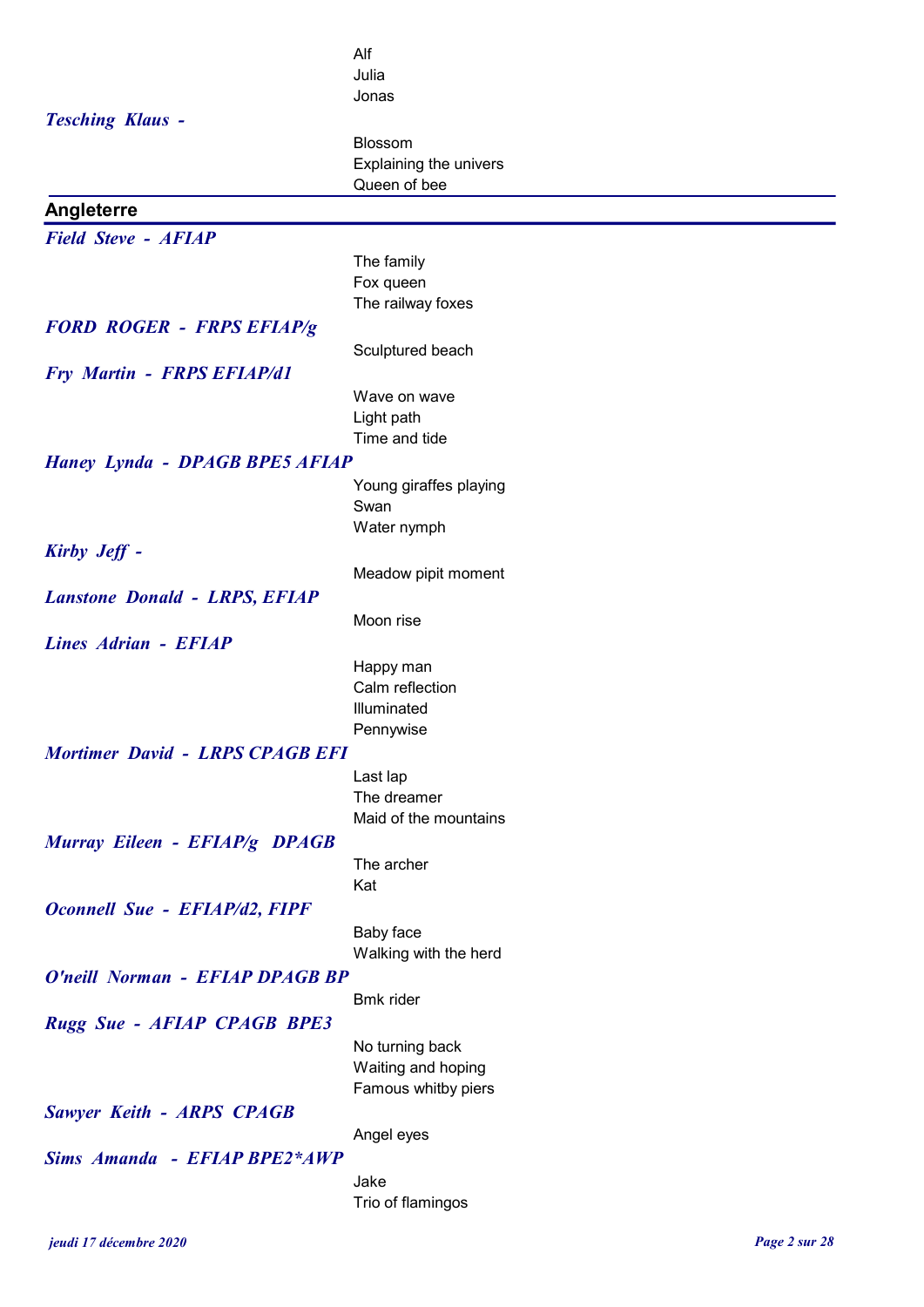Alf
Julia
Jonas

***Tesching Klaus -***

Blossom
Explaining the univers
Queen of bee

## Angleterre

***Field Steve - AFIAP***

The family
Fox queen
The railway foxes

***FORD ROGER - FRPS EFIAP/g***

Sculptured beach

***Fry Martin - FRPS EFIAP/d1***

Wave on wave
Light path
Time and tide

***Haney Lynda - DPAGB BPE5 AFIAP***

Young giraffes playing
Swan
Water nymph

***Kirby Jeff -***

Meadow pipit moment

***Lanstone Donald - LRPS, EFIAP***

Moon rise

***Lines Adrian - EFIAP***

Happy man
Calm reflection
Illuminated
Pennywise

***Mortimer David - LRPS CPAGB EFI***

Last lap
The dreamer
Maid of the mountains

***Murray Eileen - EFIAP/g DPAGB***

The archer
Kat

***Oconnell Sue - EFIAP/d2, FIPF***

Baby face
Walking with the herd

***O'neill Norman - EFIAP DPAGB BP***

Bmk rider

***Rugg Sue - AFIAP CPAGB BPE3***

No turning back
Waiting and hoping
Famous whitby piers

***Sawyer Keith - ARPS CPAGB***

Angel eyes

***Sims Amanda - EFIAP BPE2*AWP***

Jake
Trio of flamingos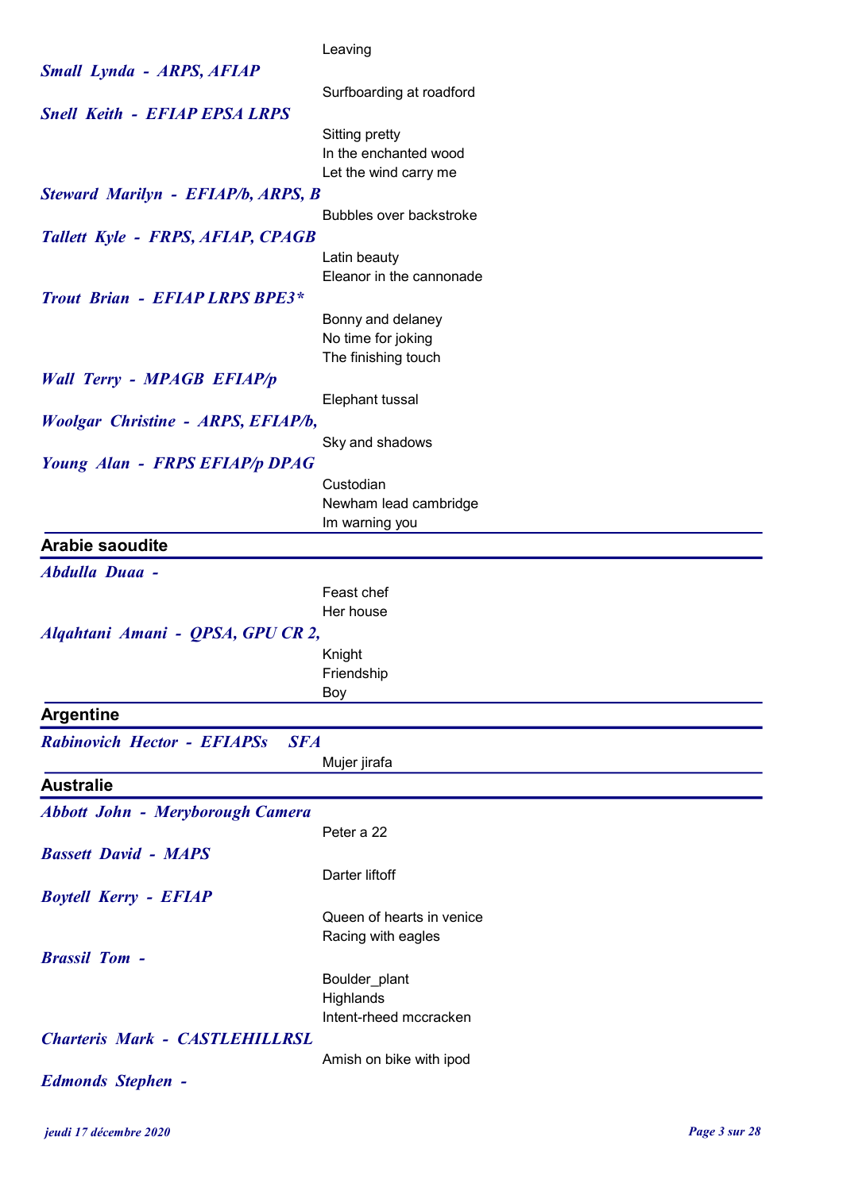Leaving

***Small Lynda - ARPS, AFIAP***

Surfboarding at roadford

***Snell Keith - EFIAP EPSA LRPS***

Sitting pretty
In the enchanted wood
Let the wind carry me

***Steward Marilyn - EFIAP/b, ARPS, B***

Bubbles over backstroke

***Tallett Kyle - FRPS, AFIAP, CPAGB***

Latin beauty
Eleanor in the cannonade

***Trout Brian - EFIAP LRPS BPE3****

Bonny and delaney
No time for joking
The finishing touch

***Wall Terry - MPAGB EFIAP/p***

Elephant tussal

***Woolgar Christine - ARPS, EFIAP/b,***

Sky and shadows

***Young Alan - FRPS EFIAP/p DPAG***

Custodian
Newham lead cambridge
Im warning you

## Arabie saoudite

***Abdulla Duaa -***

Feast chef
Her house

***Alqahtani Amani - QPSA, GPU CR 2,***

Knight
Friendship
Boy

## Argentine

***Rabinovich Hector - EFIAPSs SFA***

Mujer jirafa

## Australie

***Abbott John - Meryborough Camera***

Peter a 22

***Bassett David - MAPS***

Darter liftoff

***Boytell Kerry - EFIAP***

Queen of hearts in venice
Racing with eagles

***Brassil Tom -***

Boulder_plant
Highlands
Intent-rheed mccracken

***Charteris Mark - CASTLEHILLRSL***

Amish on bike with ipod

***Edmonds Stephen -***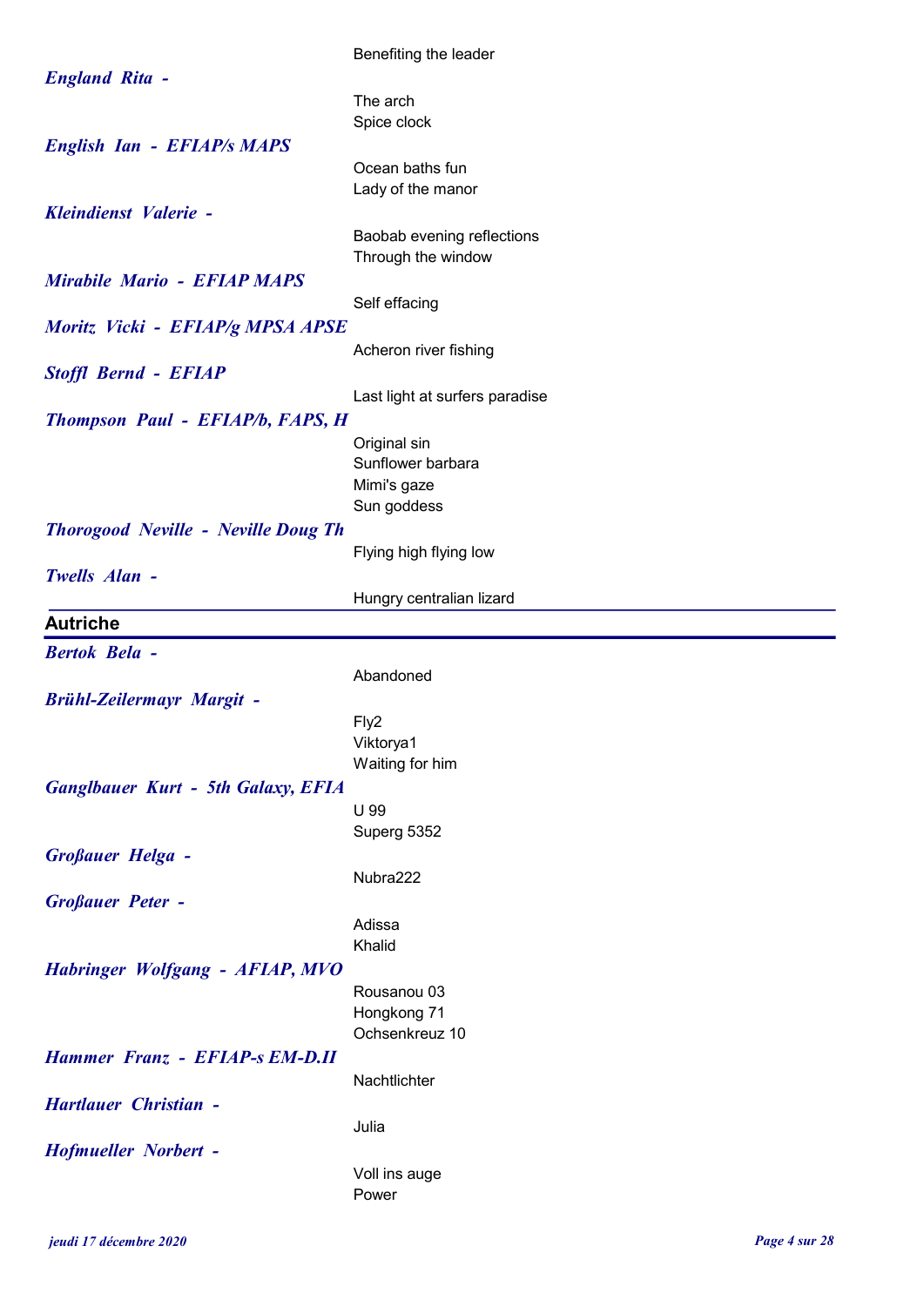Benefiting the leader

***England Rita -***

The arch
Spice clock

***English Ian - EFIAP/s MAPS***

Ocean baths fun
Lady of the manor

***Kleindienst Valerie -***

Baobab evening reflections
Through the window

***Mirabile Mario - EFIAP MAPS***

Self effacing

***Moritz Vicki - EFIAP/g MPSA APSE***

Acheron river fishing

***Stoffl Bernd - EFIAP***

Last light at surfers paradise

***Thompson Paul - EFIAP/b, FAPS, H***

Original sin
Sunflower barbara
Mimi's gaze
Sun goddess

***Thorogood Neville - Neville Doug Th***

Flying high flying low

***Twells Alan -***

Hungry centralian lizard

## Autriche

***Bertok Bela -***

Abandoned

***Brühl-Zeilermayr Margit -***

Fly2
Viktorya1
Waiting for him

***Ganglbauer Kurt - 5th Galaxy, EFIA***

U 99
Superg 5352

***Großauer Helga -***

Nubra222

***Großauer Peter -***

Adissa
Khalid

***Habringer Wolfgang - AFIAP, MVO***

Rousanou 03
Hongkong 71
Ochsenkreuz 10

***Hammer Franz - EFIAP-s EM-D.II***

Nachtlichter

***Hartlauer Christian -***

Julia

***Hofmueller Norbert -***

Voll ins auge
Power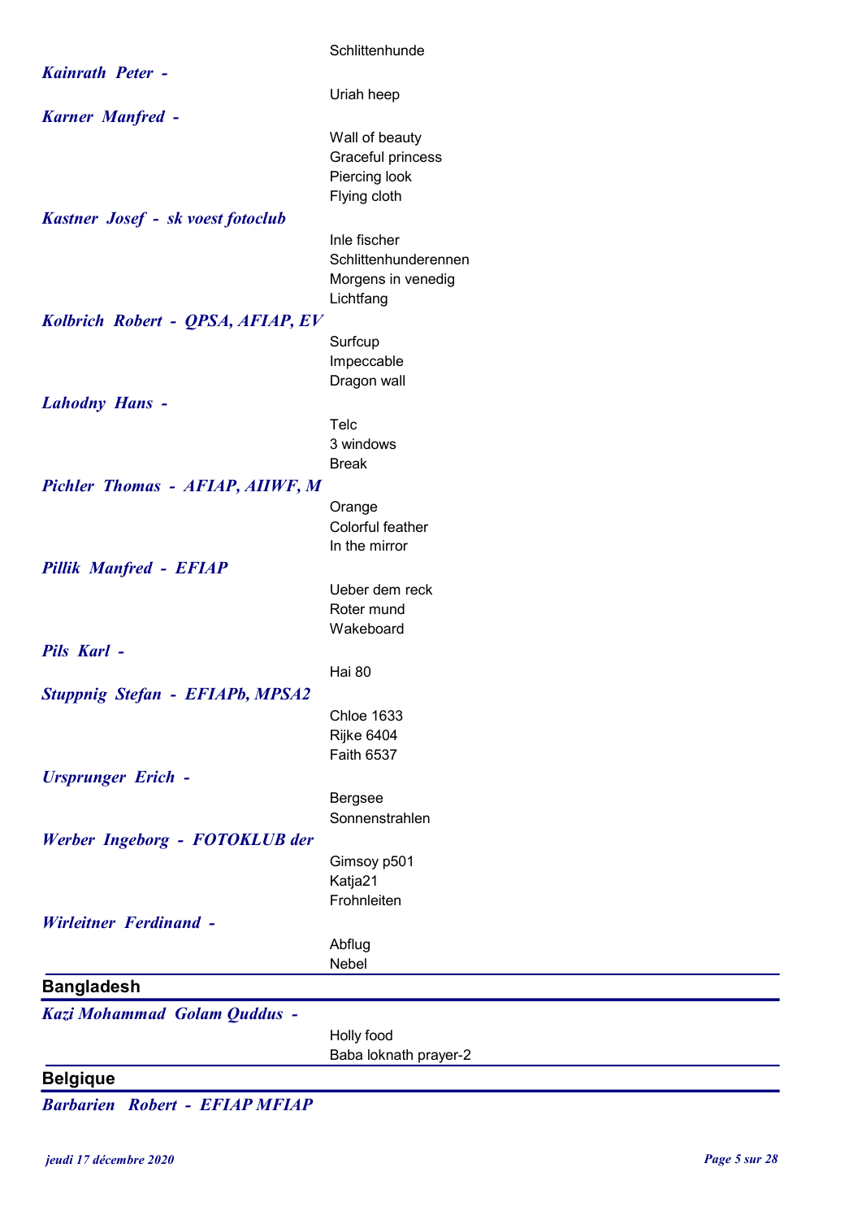Schlittenhunde

***Kainrath Peter -***

Uriah heep

***Karner Manfred -***

Wall of beauty
Graceful princess
Piercing look
Flying cloth

***Kastner Josef - sk voest fotoclub***

Inle fischer
Schlittenhunderennen
Morgens in venedig
Lichtfang

***Kolbrich Robert - QPSA, AFIAP, EV***

Surfcup
Impeccable
Dragon wall

***Lahodny Hans -***

Telc
3 windows
Break

***Pichler Thomas - AFIAP, AIIWF, M***

Orange
Colorful feather
In the mirror

***Pillik Manfred - EFIAP***

Ueber dem reck
Roter mund
Wakeboard

***Pils Karl -***

Hai 80

***Stuppnig Stefan - EFIAPb, MPSA2***

Chloe 1633
Rijke 6404
Faith 6537

***Ursprunger Erich -***

Bergsee
Sonnenstrahlen

***Werber Ingeborg - FOTOKLUB der***

Gimsoy p501
Katja21
Frohnleiten

***Wirleitner Ferdinand -***

Abflug
Nebel

## Bangladesh

***Kazi Mohammad Golam Quddus -***

Holly food
Baba loknath prayer-2

## Belgique

***Barbarien Robert - EFIAP MFIAP***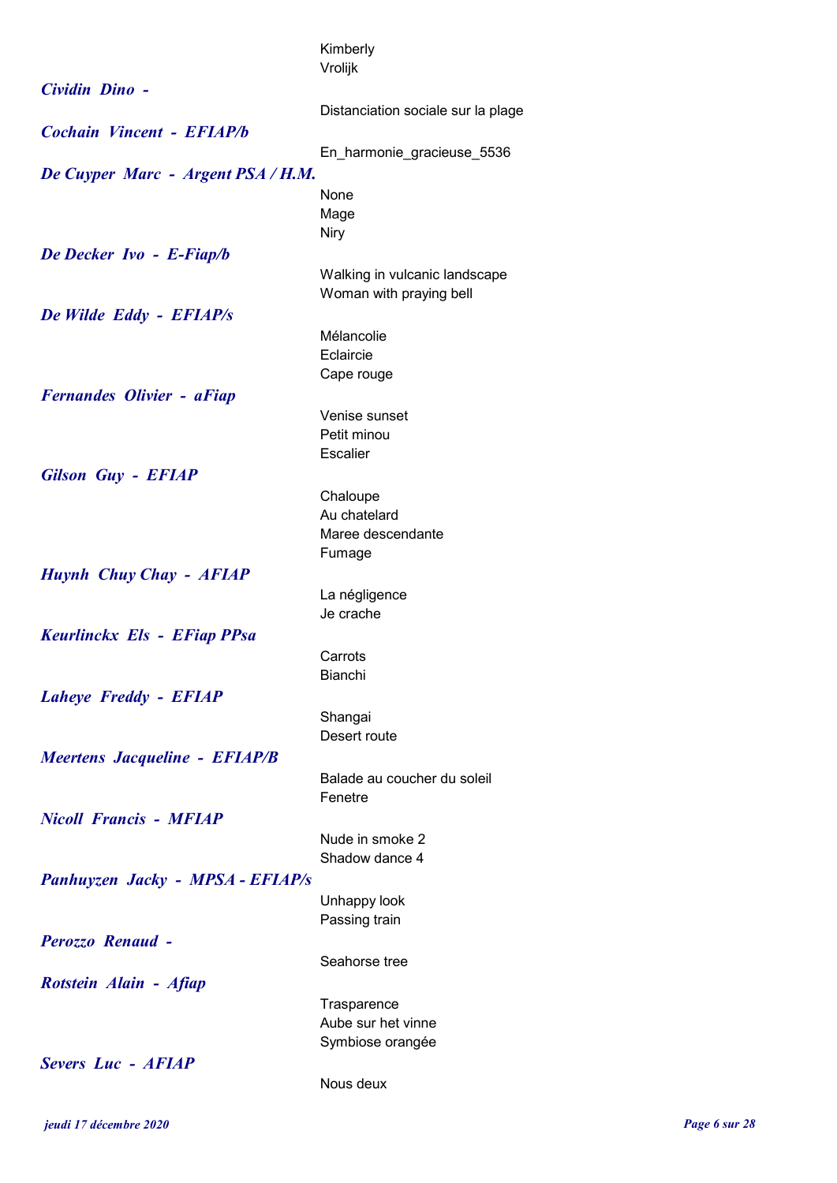Kimberly
Vrolijk

***Cividin Dino -***

Distanciation sociale sur la plage

***Cochain Vincent - EFIAP/b***

En_harmonie_gracieuse_5536

***De Cuyper Marc - Argent PSA / H.M.***

None
Mage
Niry

***De Decker Ivo - E-Fiap/b***

Walking in vulcanic landscape
Woman with praying bell

***De Wilde Eddy - EFIAP/s***

Mélancolie
Eclaircie
Cape rouge

***Fernandes Olivier - aFiap***

Venise sunset
Petit minou
Escalier

***Gilson Guy - EFIAP***

Chaloupe
Au chatelard
Maree descendante
Fumage

***Huynh Chuy Chay - AFIAP***

La négligence
Je crache

***Keurlinckx Els - EFiap PPsa***

Carrots
Bianchi

***Laheye Freddy - EFIAP***

Shangai
Desert route

***Meertens Jacqueline - EFIAP/B***

Balade au coucher du soleil
Fenetre

***Nicoll Francis - MFIAP***

Nude in smoke 2
Shadow dance 4

***Panhuyzen Jacky - MPSA - EFIAP/s***

Unhappy look
Passing train

***Perozzo Renaud -***

Seahorse tree

***Rotstein Alain - Afiap***

Trasparence
Aube sur het vinne
Symbiose orangée

***Severs Luc - AFIAP***

Nous deux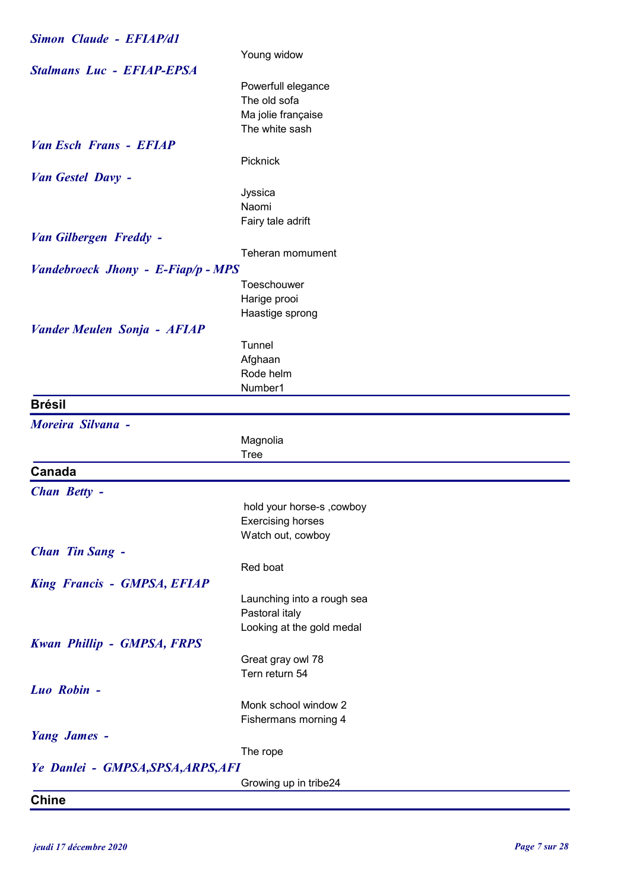***Simon  Claude  -  EFIAP/d1***

Young widow

***Stalmans  Luc  -  EFIAP-EPSA***

Powerfull elegance
The old sofa
Ma jolie française
The white sash

***Van Esch  Frans  -  EFIAP***

Picknick

***Van Gestel  Davy  -***

Jyssica
Naomi
Fairy tale adrift

***Van Gilbergen  Freddy  -***

Teheran momument

***Vandebroeck  Jhony  -  E-Fiap/p - MPS***

Toeschouwer
Harige prooi
Haastige sprong

***Vander Meulen  Sonja  -  AFIAP***

Tunnel
Afghaan
Rode helm
Number1

## Brésil

***Moreira  Silvana  -***

Magnolia
Tree

## Canada

***Chan  Betty  -***

hold your horse-s ,cowboy
Exercising horses
Watch out, cowboy

***Chan  Tin Sang  -***

Red boat

***King  Francis  -  GMPSA, EFIAP***

Launching into a rough sea
Pastoral italy
Looking at the gold medal

***Kwan  Phillip  -  GMPSA, FRPS***

Great gray owl 78
Tern return 54

***Luo  Robin  -***

Monk school window 2
Fishermans morning 4

***Yang  James  -***

The rope

***Ye  Danlei  -  GMPSA,SPSA,ARPS,AFI***

Growing up in tribe24

## Chine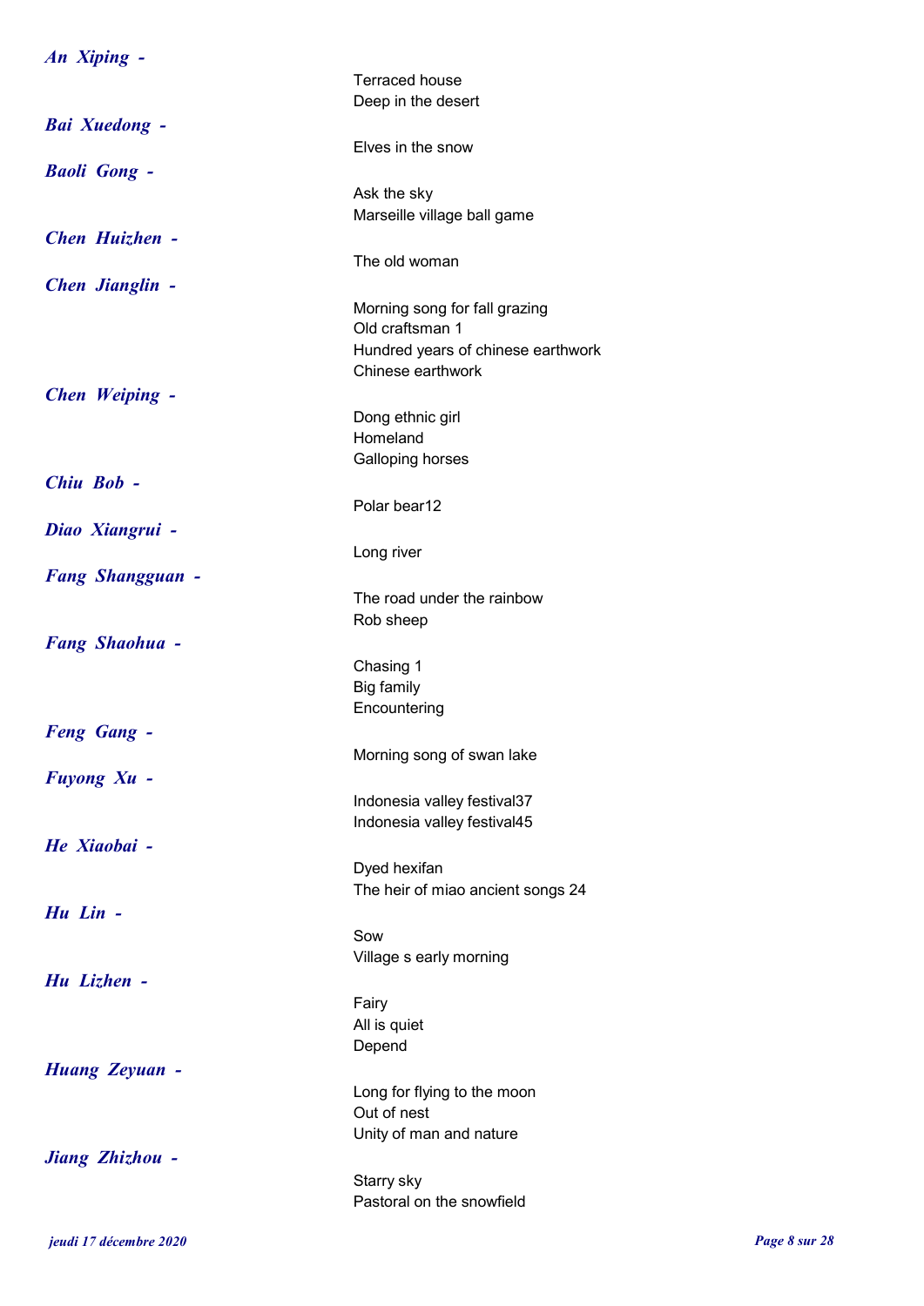***An Xiping -***

Terraced house
Deep in the desert

***Bai Xuedong -***

Elves in the snow

***Baoli Gong -***

Ask the sky
Marseille village ball game

***Chen Huizhen -***

The old woman

***Chen Jianglin -***

Morning song for fall grazing
Old craftsman 1
Hundred years of chinese earthwork
Chinese earthwork

***Chen Weiping -***

Dong ethnic girl
Homeland
Galloping horses

***Chiu Bob -***

Polar bear12

***Diao Xiangrui -***

Long river

***Fang Shangguan -***

The road under the rainbow
Rob sheep

***Fang Shaohua -***

Chasing 1
Big family
Encountering

***Feng Gang -***

Morning song of swan lake

***Fuyong Xu -***

Indonesia valley festival37
Indonesia valley festival45

***He Xiaobai -***

Dyed hexifan
The heir of miao ancient songs 24

***Hu Lin -***

Sow
Village s early morning

***Hu Lizhen -***

Fairy
All is quiet
Depend

***Huang Zeyuan -***

Long for flying to the moon
Out of nest
Unity of man and nature

***Jiang Zhizhou -***

Starry sky
Pastoral on the snowfield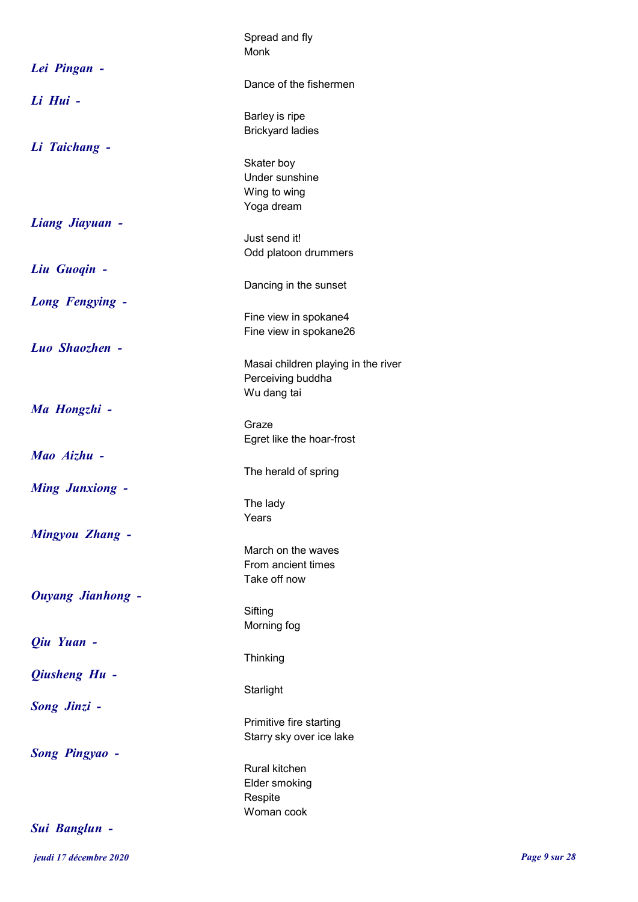Spread and fly
Monk

***Lei Pingan -***

Dance of the fishermen

***Li Hui -***

Barley is ripe
Brickyard ladies

***Li Taichang -***

Skater boy
Under sunshine
Wing to wing
Yoga dream

***Liang Jiayuan -***

Just send it!
Odd platoon drummers

***Liu Guoqin -***

Dancing in the sunset

***Long Fengying -***

Fine view in spokane4
Fine view in spokane26

***Luo Shaozhen -***

Masai children playing in the river
Perceiving buddha
Wu dang tai

***Ma Hongzhi -***

Graze
Egret like the hoar-frost

***Mao Aizhu -***

The herald of spring

***Ming Junxiong -***

The lady
Years

***Mingyou Zhang -***

March on the waves
From ancient times
Take off now

***Ouyang Jianhong -***

Sifting
Morning fog

***Qiu Yuan -***

Thinking

***Qiusheng Hu -***

Starlight

***Song Jinzi -***

Primitive fire starting
Starry sky over ice lake

***Song Pingyao -***

Rural kitchen
Elder smoking
Respite
Woman cook

***Sui Banglun -***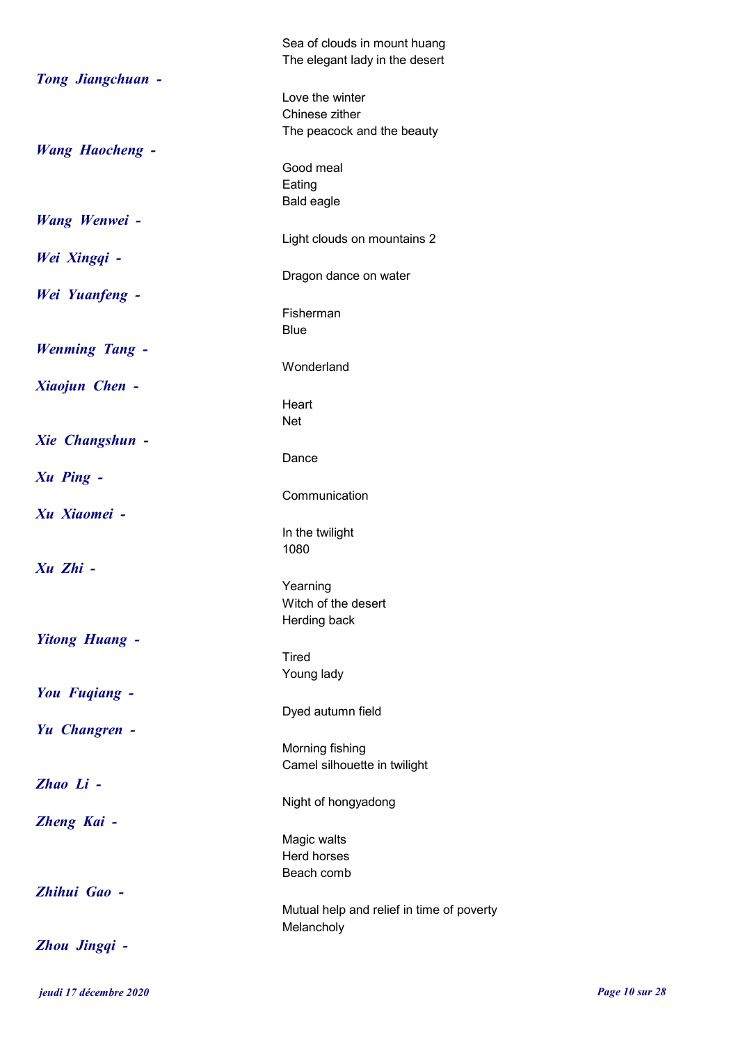Sea of clouds in mount huang
The elegant lady in the desert

***Tong Jiangchuan -***

Love the winter
Chinese zither
The peacock and the beauty

***Wang Haocheng -***

Good meal
Eating
Bald eagle

***Wang Wenwei -***

Light clouds on mountains 2

***Wei Xingqi -***

Dragon dance on water

***Wei Yuanfeng -***

Fisherman
Blue

***Wenming Tang -***

Wonderland

***Xiaojun Chen -***

Heart
Net

***Xie Changshun -***

Dance

***Xu Ping -***

Communication

***Xu Xiaomei -***

In the twilight
1080

***Xu Zhi -***

Yearning
Witch of the desert
Herding back

***Yitong Huang -***

Tired
Young lady

***You Fuqiang -***

Dyed autumn field

***Yu Changren -***

Morning fishing
Camel silhouette in twilight

***Zhao Li -***

Night of hongyadong

***Zheng Kai -***

Magic walts
Herd horses
Beach comb

***Zhihui Gao -***

Mutual help and relief in time of poverty
Melancholy

***Zhou Jingqi -***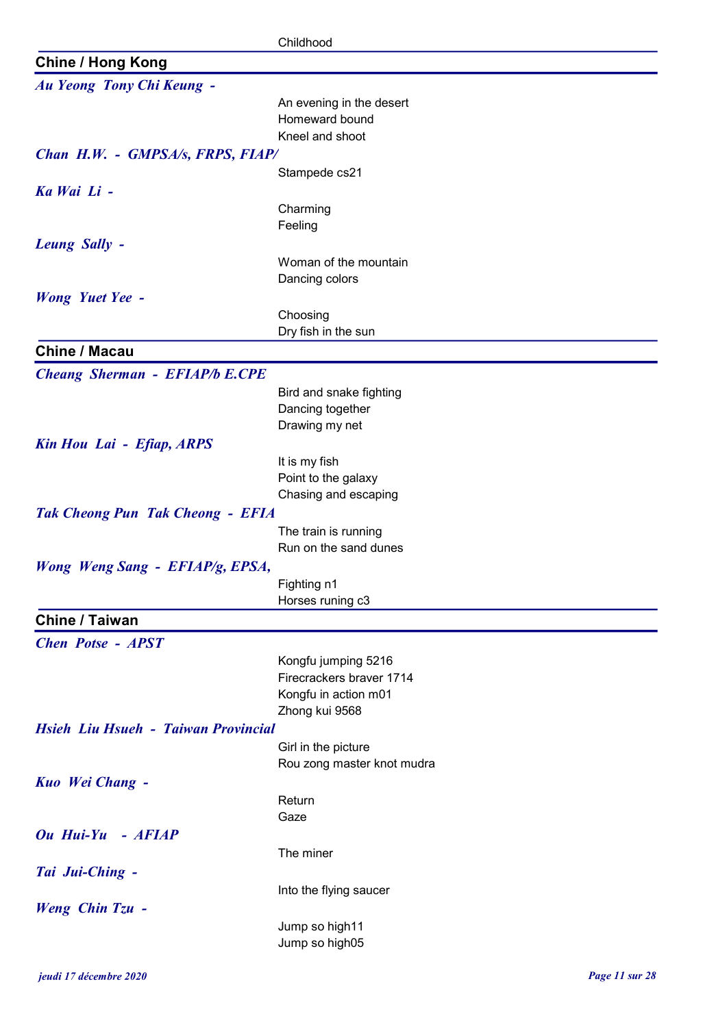Childhood

## Chine / Hong Kong

***Au Yeong Tony Chi Keung -***

An evening in the desert
Homeward bound
Kneel and shoot

***Chan H.W. - GMPSA/s, FRPS, FIAP/***

Stampede cs21

***Ka Wai Li -***

Charming
Feeling

***Leung Sally -***

Woman of the mountain
Dancing colors

***Wong Yuet Yee -***

Choosing
Dry fish in the sun

## Chine / Macau

***Cheang Sherman - EFIAP/b E.CPE***

Bird and snake fighting
Dancing together
Drawing my net

***Kin Hou Lai - Efiap, ARPS***

It is my fish
Point to the galaxy
Chasing and escaping

***Tak Cheong Pun Tak Cheong - EFIA***

The train is running
Run on the sand dunes

***Wong Weng Sang - EFIAP/g, EPSA,***

Fighting n1
Horses runing c3

## Chine / Taiwan

***Chen Potse - APST***

Kongfu jumping 5216
Firecrackers braver 1714
Kongfu in action m01
Zhong kui 9568

***Hsieh Liu Hsueh - Taiwan Provincial***

Girl in the picture
Rou zong master knot mudra

***Kuo Wei Chang -***

Return
Gaze

***Ou Hui-Yu - AFIAP***

The miner

***Tai Jui-Ching -***

Into the flying saucer

***Weng Chin Tzu -***

Jump so high11
Jump so high05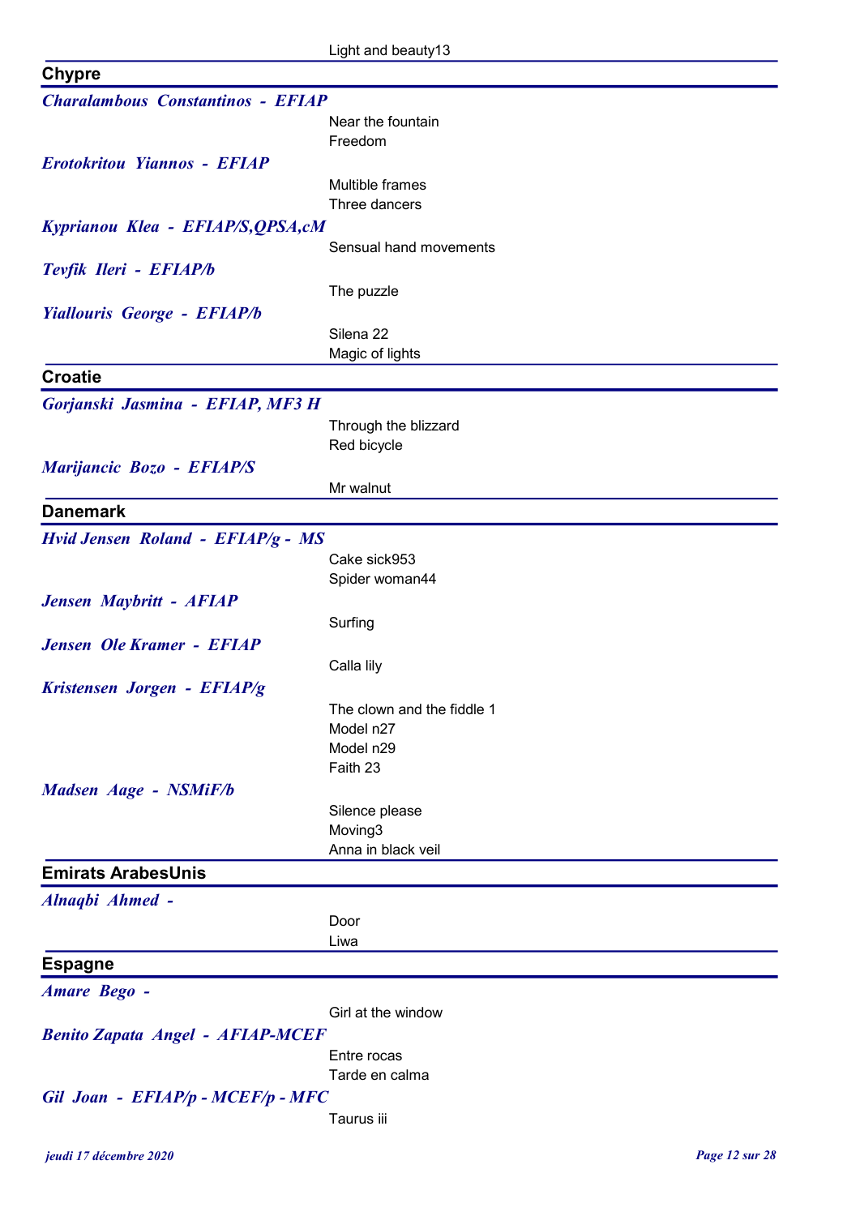Light and beauty13

## Chypre

***Charalambous Constantinos - EFIAP***

Near the fountain
Freedom

***Erotokritou Yiannos - EFIAP***

Multible frames
Three dancers

***Kyprianou Klea - EFIAP/S,QPSA,cM***

Sensual hand movements

***Tevfik Ileri - EFIAP/b***

The puzzle

***Yiallouris George - EFIAP/b***

Silena 22
Magic of lights

## Croatie

***Gorjanski Jasmina - EFIAP, MF3 H***

Through the blizzard
Red bicycle

***Marijancic Bozo - EFIAP/S***

Mr walnut

## Danemark

***Hvid Jensen Roland - EFIAP/g - MS***

Cake sick953
Spider woman44

***Jensen Maybritt - AFIAP***

Surfing

***Jensen Ole Kramer - EFIAP***

Calla lily

***Kristensen Jorgen - EFIAP/g***

The clown and the fiddle 1
Model n27
Model n29
Faith 23

***Madsen Aage - NSMiF/b***

Silence please
Moving3
Anna in black veil

## Emirats ArabesUnis

***Alnaqbi Ahmed -***

Door
Liwa

## Espagne

***Amare Bego -***

Girl at the window

***Benito Zapata Angel - AFIAP-MCEF***

Entre rocas
Tarde en calma

***Gil Joan - EFIAP/p - MCEF/p - MFC***

Taurus iii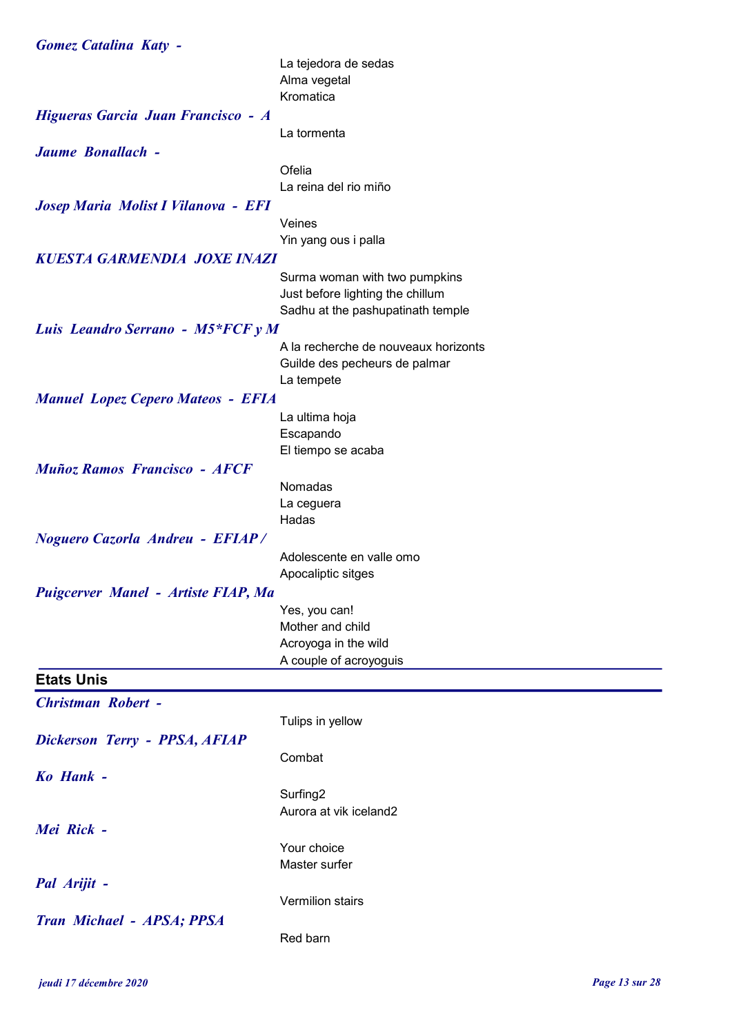***Gomez Catalina Katy -***

La tejedora de sedas
Alma vegetal
Kromatica

***Higueras Garcia Juan Francisco - A***

La tormenta

***Jaume Bonallach -***

Ofelia
La reina del rio miño

***Josep Maria Molist I Vilanova - EFI***

Veines
Yin yang ous i palla

***KUESTA GARMENDIA JOXE INAZI***

Surma woman with two pumpkins
Just before lighting the chillum
Sadhu at the pashupatinath temple

***Luis Leandro Serrano - M5*FCF y M***

A la recherche de nouveaux horizonts
Guilde des pecheurs de palmar
La tempete

***Manuel Lopez Cepero Mateos - EFIA***

La ultima hoja
Escapando
El tiempo se acaba

***Muñoz Ramos Francisco - AFCF***

Nomadas
La ceguera
Hadas

***Noguero Cazorla Andreu - EFIAP /***

Adolescente en valle omo
Apocaliptic sitges

***Puigcerver Manel - Artiste FIAP, Ma***

Yes, you can!
Mother and child
Acroyoga in the wild
A couple of acroyoguis

## Etats Unis

***Christman Robert -***

Tulips in yellow

***Dickerson Terry - PPSA, AFIAP***

Combat

***Ko Hank -***

Surfing2
Aurora at vik iceland2

***Mei Rick -***

Your choice
Master surfer

***Pal Arijit -***

Vermilion stairs

***Tran Michael - APSA; PPSA***

Red barn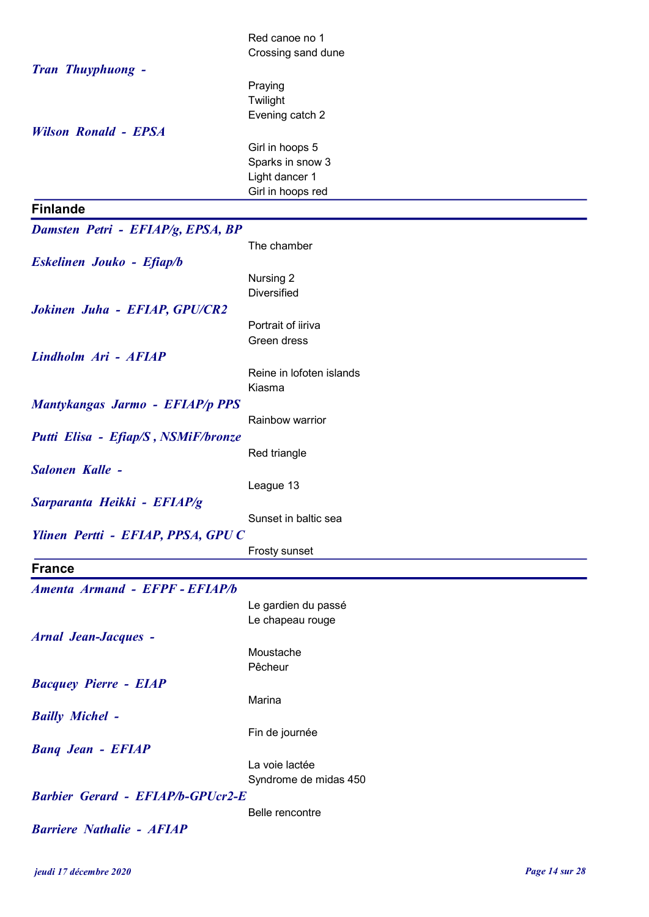Red canoe no 1
Crossing sand dune

***Tran Thuyphuong -***

Praying
Twilight
Evening catch 2

***Wilson Ronald - EPSA***

Girl in hoops 5
Sparks in snow 3
Light dancer 1
Girl in hoops red

## Finlande

***Damsten Petri - EFIAP/g, EPSA, BP***

The chamber

***Eskelinen Jouko - Efiap/b***

Nursing 2
Diversified

***Jokinen Juha - EFIAP, GPU/CR2***

Portrait of iiriva
Green dress

***Lindholm Ari - AFIAP***

Reine in lofoten islands
Kiasma

***Mantykangas Jarmo - EFIAP/p PPS***

Rainbow warrior

***Putti Elisa - Efiap/S , NSMiF/bronze***

Red triangle

***Salonen Kalle -***

League 13

***Sarparanta Heikki - EFIAP/g***

Sunset in baltic sea

***Ylinen Pertti - EFIAP, PPSA, GPU C***

Frosty sunset

## France

***Amenta Armand - EFPF - EFIAP/b***

Le gardien du passé
Le chapeau rouge

***Arnal Jean-Jacques -***

Moustache
Pêcheur

***Bacquey Pierre - EIAP***

Marina

***Bailly Michel -***

Fin de journée

***Banq Jean - EFIAP***

La voie lactée
Syndrome de midas 450

***Barbier Gerard - EFIAP/b-GPUcr2-E***

Belle rencontre

***Barriere Nathalie - AFIAP***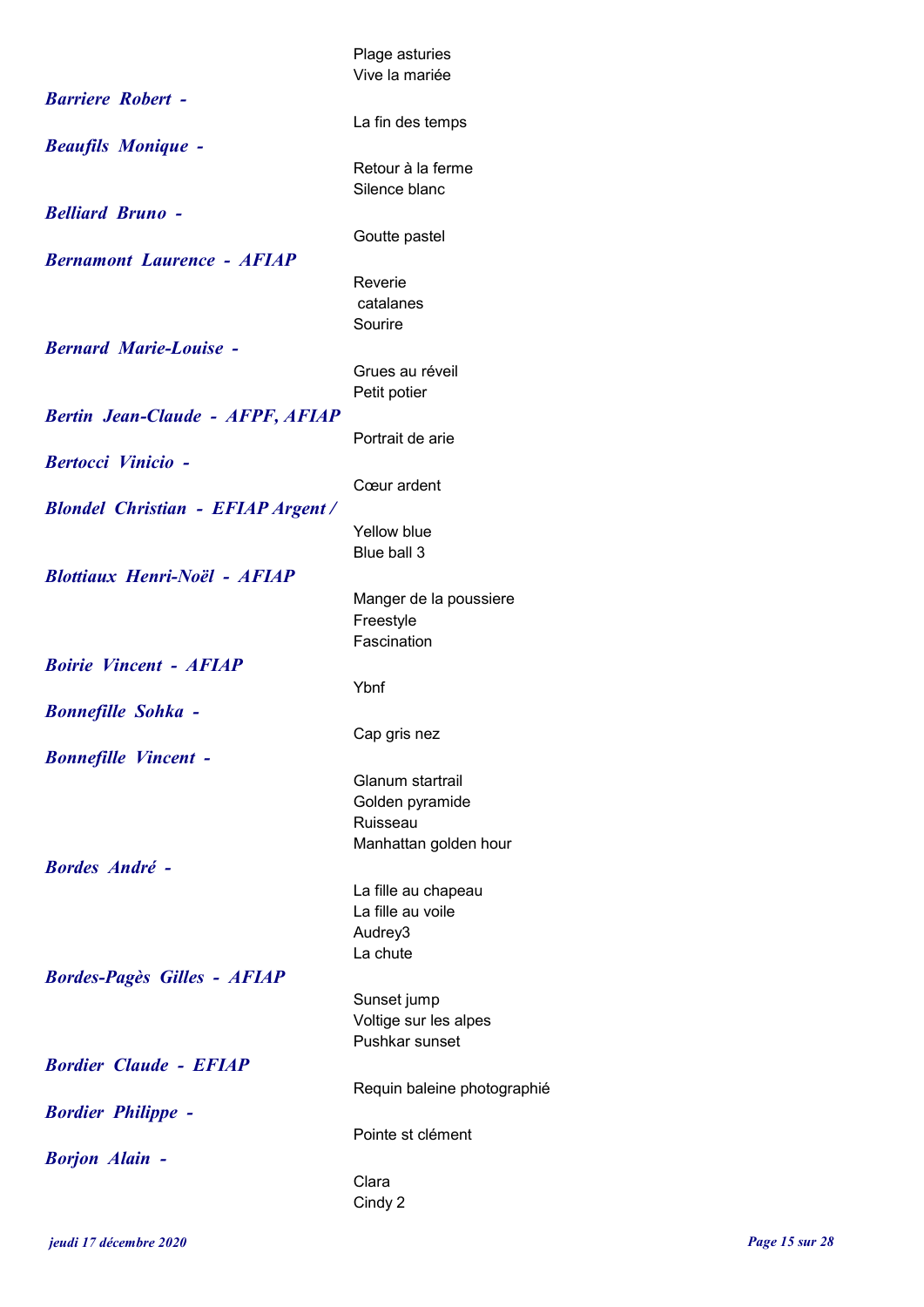Plage asturies
Vive la mariée

***Barriere Robert -***

La fin des temps

***Beaufils Monique -***

Retour à la ferme
Silence blanc

***Belliard Bruno -***

Goutte pastel

***Bernamont Laurence - AFIAP***

Reverie
catalanes
Sourire

***Bernard Marie-Louise -***

Grues au réveil
Petit potier

***Bertin Jean-Claude - AFPF, AFIAP***

Portrait de arie

***Bertocci Vinicio -***

Cœur ardent

***Blondel Christian - EFIAP Argent /***

Yellow blue
Blue ball 3

***Blottiaux Henri-Noël - AFIAP***

Manger de la poussiere
Freestyle
Fascination

***Boirie Vincent - AFIAP***

Ybnf

***Bonnefille Sohka -***

Cap gris nez

***Bonnefille Vincent -***

Glanum startrail
Golden pyramide
Ruisseau
Manhattan golden hour

***Bordes André -***

La fille au chapeau
La fille au voile
Audrey3
La chute

***Bordes-Pagès Gilles - AFIAP***

Sunset jump
Voltige sur les alpes
Pushkar sunset

***Bordier Claude - EFIAP***

Requin baleine photographié

***Bordier Philippe -***

Pointe st clément

***Borjon Alain -***

Clara
Cindy 2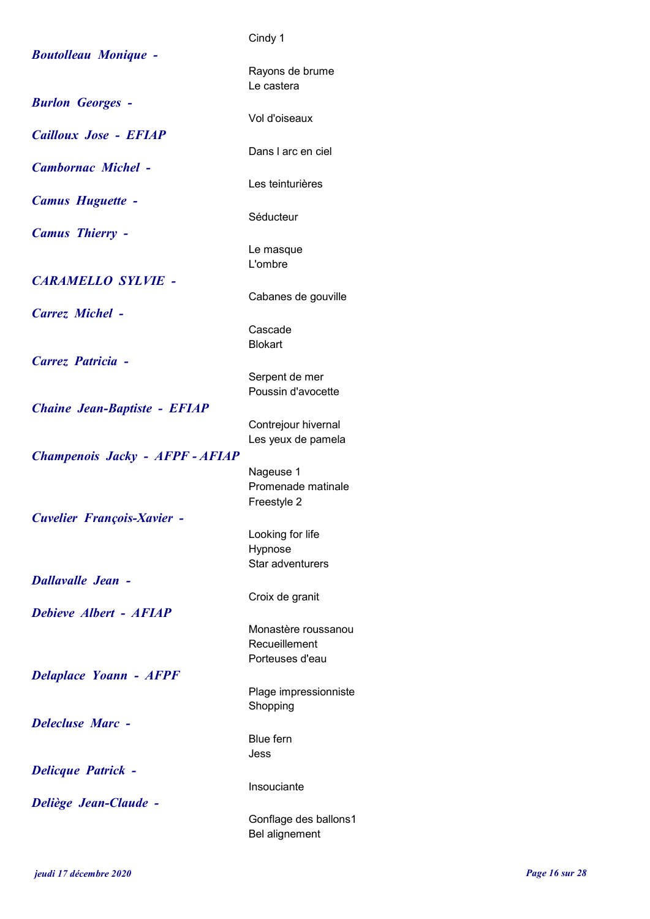Cindy 1

***Boutolleau Monique -***

Rayons de brume
Le castera

***Burlon Georges -***

Vol d'oiseaux

***Cailloux Jose - EFIAP***

Dans l arc en ciel

***Cambornac Michel -***

Les teinturières

***Camus Huguette -***

Séducteur

***Camus Thierry -***

Le masque
L'ombre

***CARAMELLO SYLVIE -***

Cabanes de gouville

***Carrez Michel -***

Cascade
Blokart

***Carrez Patricia -***

Serpent de mer
Poussin d'avocette

***Chaine Jean-Baptiste - EFIAP***

Contrejour hivernal
Les yeux de pamela

***Champenois Jacky - AFPF - AFIAP***

Nageuse 1
Promenade matinale
Freestyle 2

***Cuvelier François-Xavier -***

Looking for life
Hypnose
Star adventurers

***Dallavalle Jean -***

Croix de granit

***Debieve Albert - AFIAP***

Monastère roussanou
Recueillement
Porteuses d'eau

***Delaplace Yoann - AFPF***

Plage impressionniste
Shopping

***Delecluse Marc -***

Blue fern
Jess

***Delicque Patrick -***

Insouciante

***Deliège Jean-Claude -***

Gonflage des ballons1
Bel alignement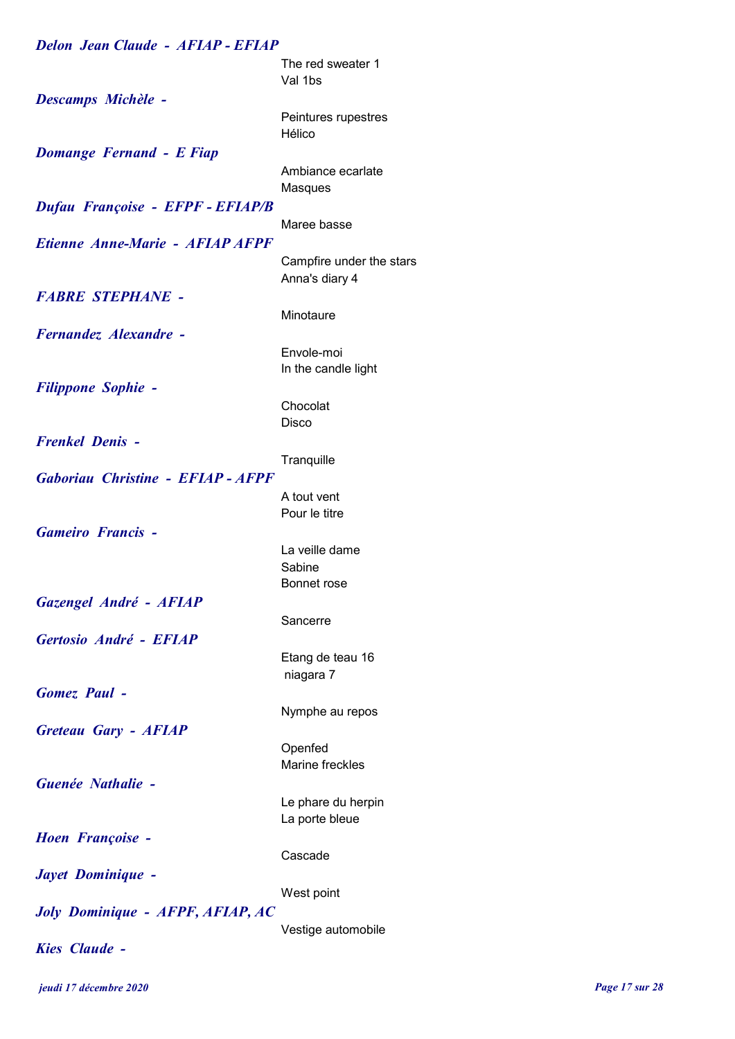***Delon Jean Claude - AFIAP - EFIAP***

The red sweater 1
Val 1bs

***Descamps Michèle -***

Peintures rupestres
Hélico

***Domange Fernand - E Fiap***

Ambiance ecarlate
Masques

***Dufau Françoise - EFPF - EFIAP/B***

Maree basse

***Etienne Anne-Marie - AFIAP AFPF***

Campfire under the stars
Anna's diary 4

***FABRE STEPHANE -***

Minotaure

***Fernandez Alexandre -***

Envole-moi
In the candle light

***Filippone Sophie -***

Chocolat
Disco

***Frenkel Denis -***

Tranquille

***Gaboriau Christine - EFIAP - AFPF***

A tout vent
Pour le titre

***Gameiro Francis -***

La veille dame
Sabine
Bonnet rose

***Gazengel André - AFIAP***

Sancerre

***Gertosio André - EFIAP***

Etang de teau 16
niagara 7

***Gomez Paul -***

Nymphe au repos

***Greteau Gary - AFIAP***

Openfed
Marine freckles

***Guenée Nathalie -***

Le phare du herpin
La porte bleue

***Hoen Françoise -***

Cascade

***Jayet Dominique -***

West point

***Joly Dominique - AFPF, AFIAP, AC***

Vestige automobile

***Kies Claude -***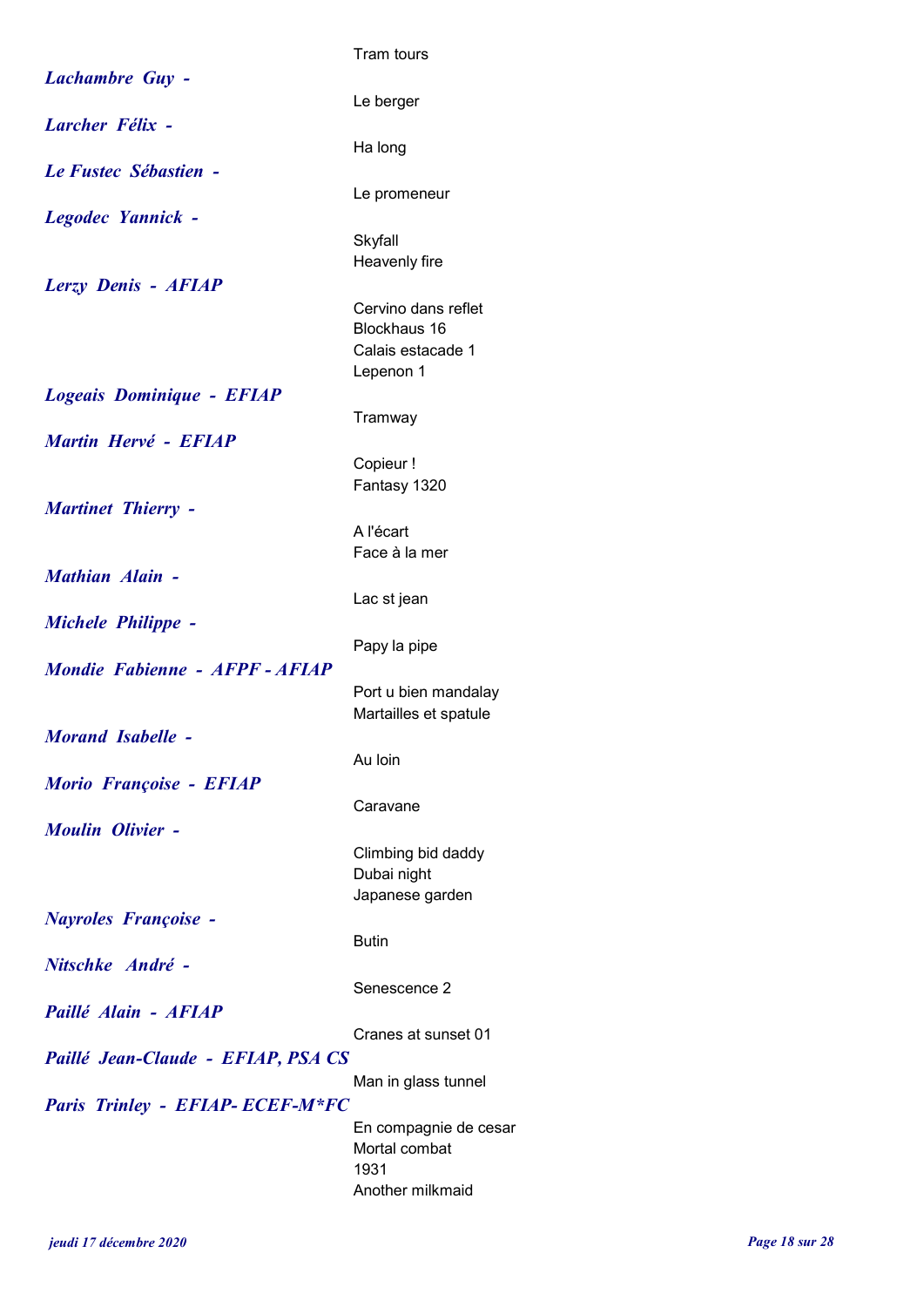Tram tours

***Lachambre Guy -***

Le berger

***Larcher Félix -***

Ha long

***Le Fustec Sébastien -***

Le promeneur

***Legodec Yannick -***

Skyfall
Heavenly fire

***Lerzy Denis - AFIAP***

Cervino dans reflet
Blockhaus 16
Calais estacade 1
Lepenon 1

***Logeais Dominique - EFIAP***

Tramway

***Martin Hervé - EFIAP***

Copieur !
Fantasy 1320

***Martinet Thierry -***

A l'écart
Face à la mer

***Mathian Alain -***

Lac st jean

***Michele Philippe -***

Papy la pipe

***Mondie Fabienne - AFPF - AFIAP***

Port u bien mandalay
Martailles et spatule

***Morand Isabelle -***

Au loin

***Morio Françoise - EFIAP***

Caravane

***Moulin Olivier -***

Climbing bid daddy
Dubai night
Japanese garden

***Nayroles Françoise -***

Butin

***Nitschke André -***

Senescence 2

***Paillé Alain - AFIAP***

Cranes at sunset 01

***Paillé Jean-Claude - EFIAP, PSA CS***

Man in glass tunnel

***Paris Trinley - EFIAP- ECEF-M*FC***

En compagnie de cesar
Mortal combat
1931
Another milkmaid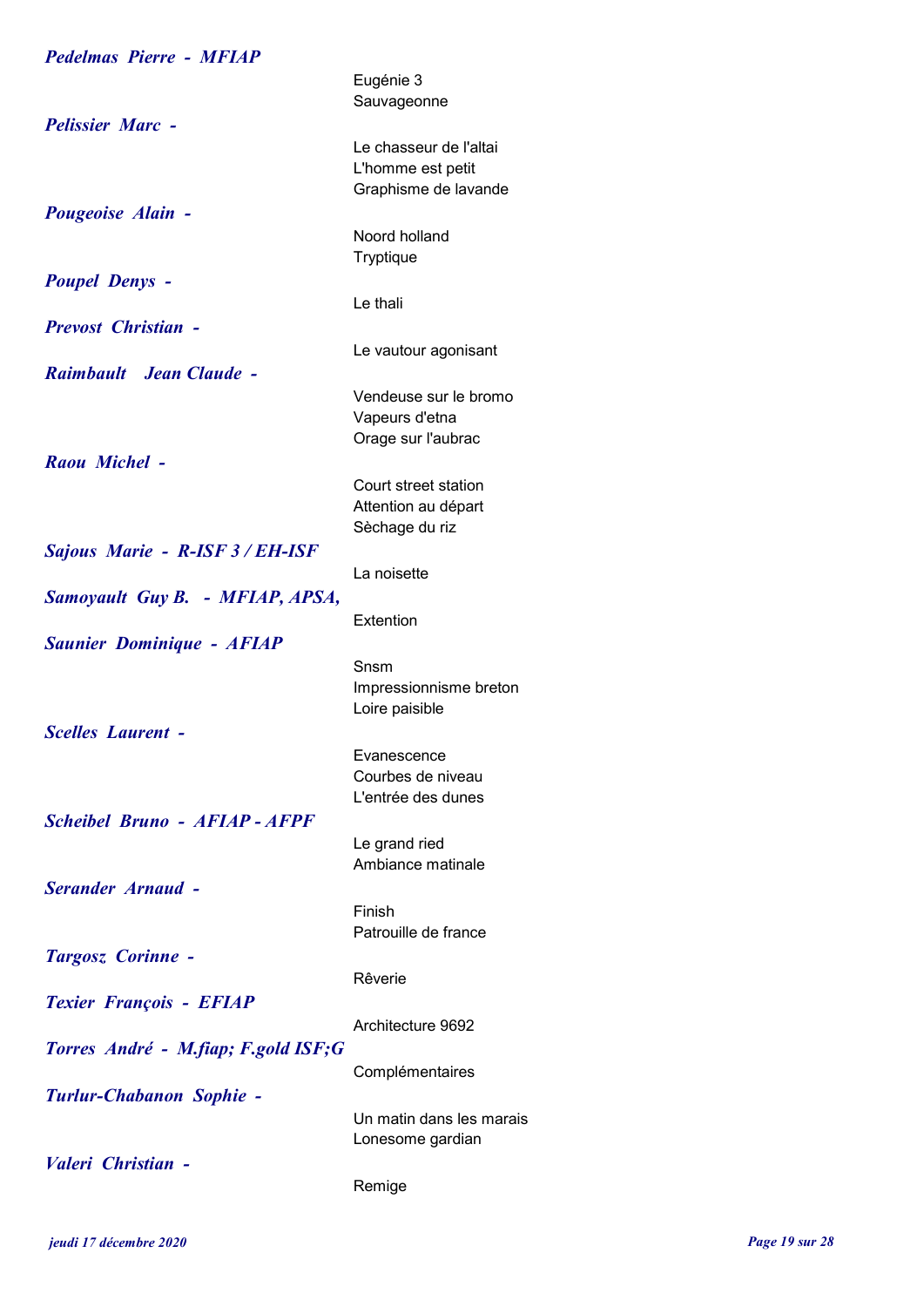***Pedelmas Pierre - MFIAP***

Eugénie 3
Sauvageonne

***Pelissier Marc -***

Le chasseur de l'altai
L'homme est petit
Graphisme de lavande

***Pougeoise Alain -***

Noord holland
Tryptique

***Poupel Denys -***

Le thali

***Prevost Christian -***

Le vautour agonisant

***Raimbault Jean Claude -***

Vendeuse sur le bromo
Vapeurs d'etna
Orage sur l'aubrac

***Raou Michel -***

Court street station
Attention au départ
Sèchage du riz

***Sajous Marie - R-ISF 3 / EH-ISF***

La noisette

***Samoyault Guy B. - MFIAP, APSA,***

Extention

***Saunier Dominique - AFIAP***

Snsm
Impressionnisme breton
Loire paisible

***Scelles Laurent -***

Evanescence
Courbes de niveau
L'entrée des dunes

***Scheibel Bruno - AFIAP - AFPF***

Le grand ried
Ambiance matinale

***Serander Arnaud -***

Finish
Patrouille de france

***Targosz Corinne -***

Rêverie

***Texier François - EFIAP***

Architecture 9692

***Torres André - M.fiap; F.gold ISF;G***

Complémentaires

***Turlur-Chabanon Sophie -***

Un matin dans les marais
Lonesome gardian

***Valeri Christian -***

Remige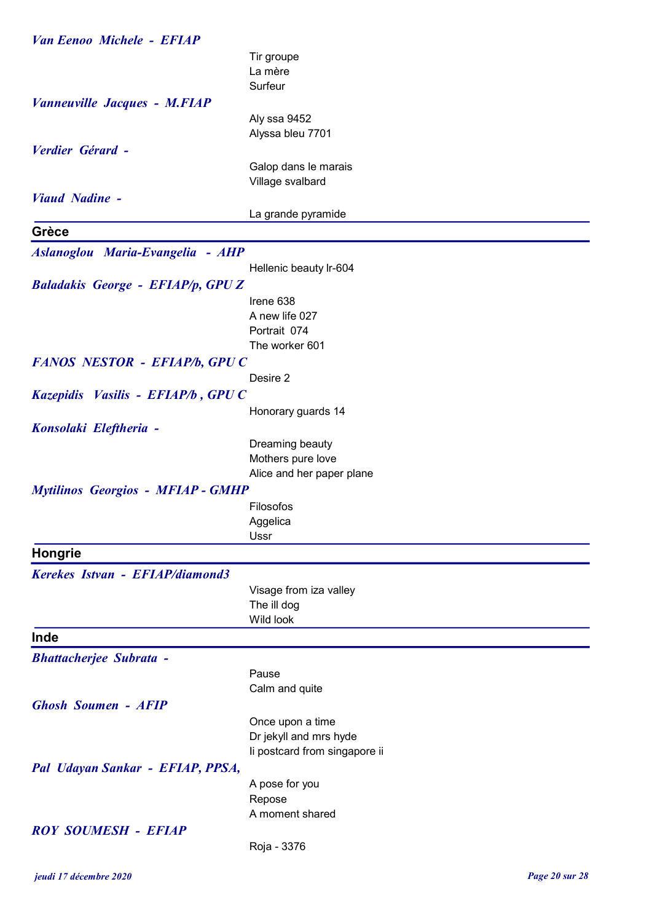*Van Eenoo Michele - EFIAP*

Tir groupe
La mère
Surfeur

*Vanneuville Jacques - M.FIAP*

Aly ssa 9452
Alyssa bleu 7701

*Verdier Gérard -*

Galop dans le marais
Village svalbard

*Viaud Nadine -*

La grande pyramide

## Grèce

*Aslanoglou Maria-Evangelia - AHP*

Hellenic beauty lr-604

*Baladakis George - EFIAP/p, GPU Z*

Irene 638
A new life 027
Portrait 074
The worker 601

*FANOS NESTOR - EFIAP/b, GPU C*

Desire 2

*Kazepidis Vasilis - EFIAP/b , GPU C*

Honorary guards 14

*Konsolaki Eleftheria -*

Dreaming beauty
Mothers pure love
Alice and her paper plane

*Mytilinos Georgios - MFIAP - GMHP*

Filosofos
Aggelica
Ussr

## Hongrie

*Kerekes Istvan - EFIAP/diamond3*

Visage from iza valley
The ill dog
Wild look

## Inde

*Bhattacherjee Subrata -*

Pause
Calm and quite

*Ghosh Soumen - AFIP*

Once upon a time
Dr jekyll and mrs hyde
Ii postcard from singapore ii

*Pal Udayan Sankar - EFIAP, PPSA,*

A pose for you
Repose
A moment shared

*ROY SOUMESH - EFIAP*

Roja - 3376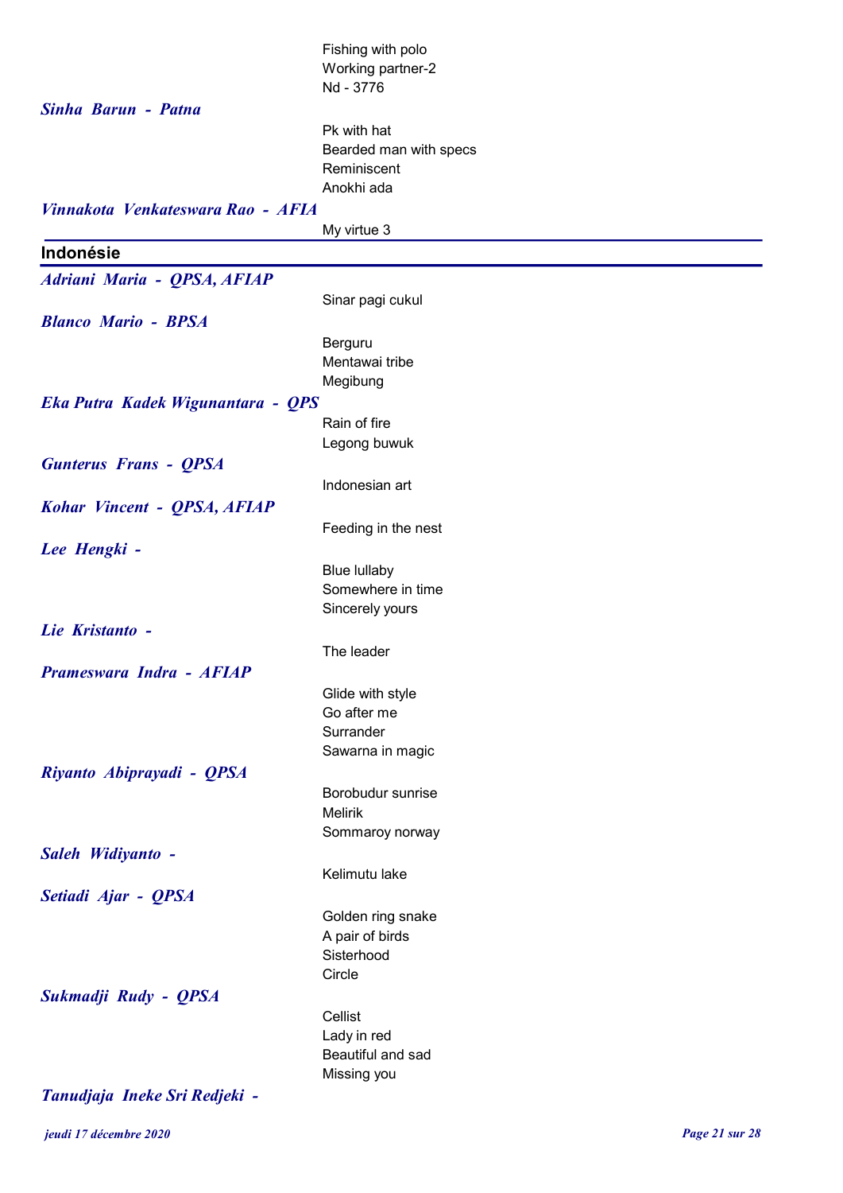Fishing with polo
Working partner-2
Nd - 3776

***Sinha Barun - Patna***

Pk with hat
Bearded man with specs
Reminiscent
Anokhi ada

***Vinnakota Venkateswara Rao - AFIA***

My virtue 3

## Indonésie

***Adriani Maria - QPSA, AFIAP***

Sinar pagi cukul

***Blanco Mario - BPSA***

Berguru
Mentawai tribe
Megibung

***Eka Putra Kadek Wigunantara - QPS***

Rain of fire
Legong buwuk

***Gunterus Frans - QPSA***

Indonesian art

***Kohar Vincent - QPSA, AFIAP***

Feeding in the nest

***Lee Hengki -***

Blue lullaby
Somewhere in time
Sincerely yours

***Lie Kristanto -***

The leader

***Prameswara Indra - AFIAP***

Glide with style
Go after me
Surrander
Sawarna in magic

***Riyanto Abiprayadi - QPSA***

Borobudur sunrise
Melirik
Sommaroy norway

***Saleh Widiyanto -***

Kelimutu lake

***Setiadi Ajar - QPSA***

Golden ring snake
A pair of birds
Sisterhood
Circle

***Sukmadji Rudy - QPSA***

Cellist
Lady in red
Beautiful and sad
Missing you

***Tanudjaja Ineke Sri Redjeki -***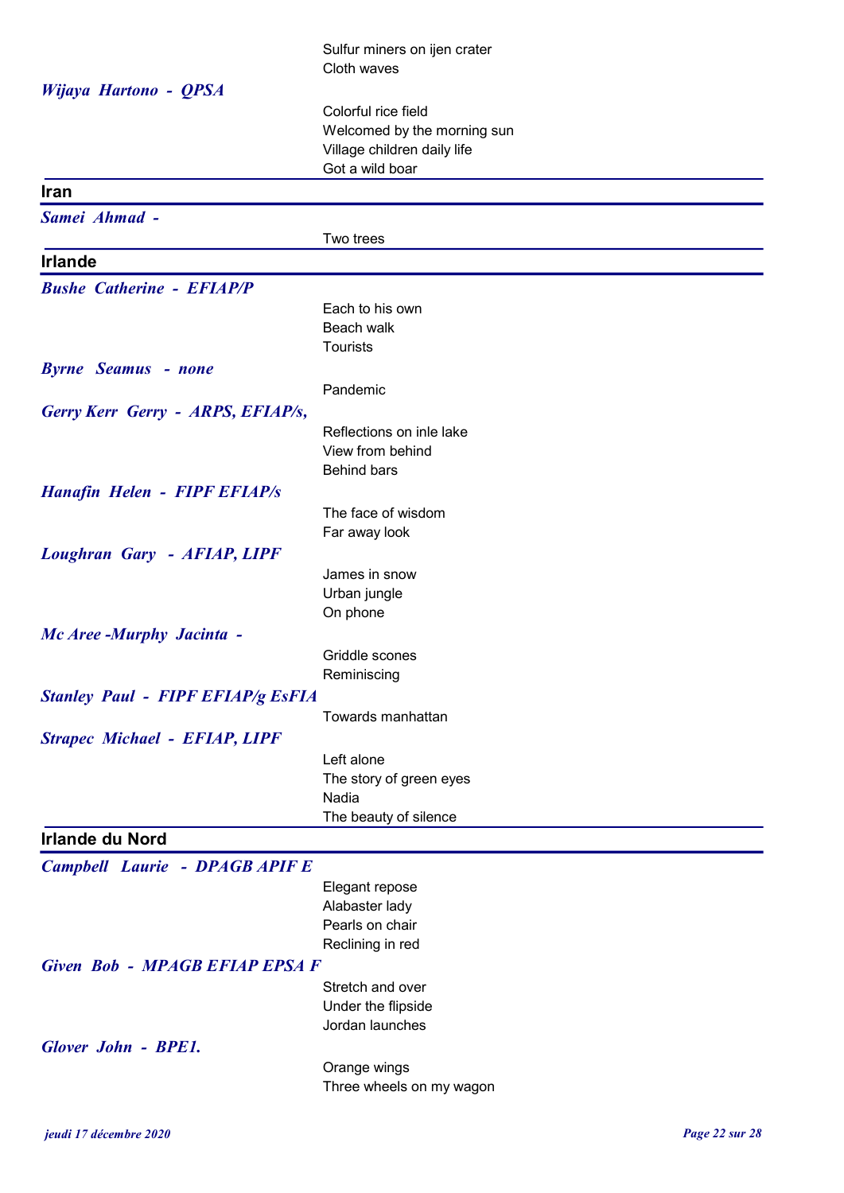Sulfur miners on ijen crater
Cloth waves

***Wijaya Hartono - QPSA***

Colorful rice field
Welcomed by the morning sun
Village children daily life
Got a wild boar

## Iran

***Samei Ahmad -***

Two trees

## Irlande

***Bushe Catherine - EFIAP/P***

Each to his own
Beach walk
Tourists

***Byrne Seamus - none***

Pandemic

***Gerry Kerr Gerry - ARPS, EFIAP/s,***

Reflections on inle lake
View from behind
Behind bars

***Hanafin Helen - FIPF EFIAP/s***

The face of wisdom
Far away look

***Loughran Gary - AFIAP, LIPF***

James in snow
Urban jungle
On phone

***Mc Aree -Murphy Jacinta -***

Griddle scones
Reminiscing

***Stanley Paul - FIPF EFIAP/g EsFIA***

Towards manhattan

***Strapec Michael - EFIAP, LIPF***

Left alone
The story of green eyes
Nadia
The beauty of silence

## Irlande du Nord

***Campbell Laurie - DPAGB APIF E***

Elegant repose
Alabaster lady
Pearls on chair
Reclining in red

***Given Bob - MPAGB EFIAP EPSA F***

Stretch and over
Under the flipside
Jordan launches

***Glover John - BPE1.***

Orange wings
Three wheels on my wagon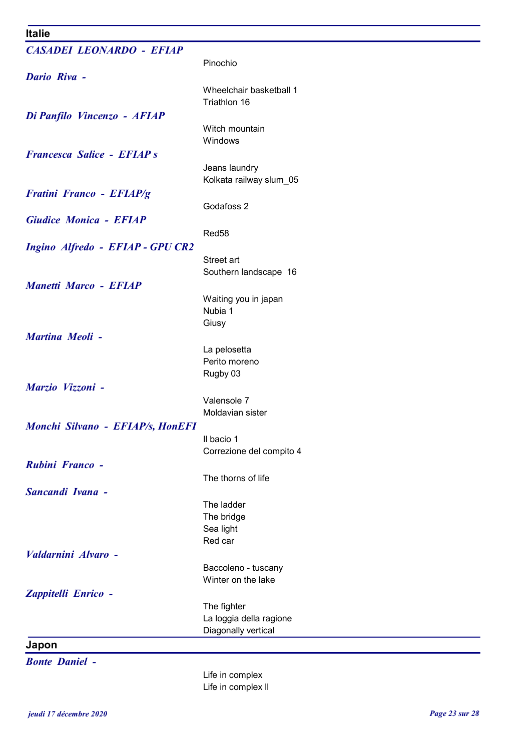## Italie

***CASADEI LEONARDO - EFIAP***

Pinochio

***Dario Riva -***

Wheelchair basketball 1
Triathlon 16

***Di Panfilo Vincenzo - AFIAP***

Witch mountain
Windows

***Francesca Salice - EFIAP s***

Jeans laundry
Kolkata railway slum_05

***Fratini Franco - EFIAP/g***

Godafoss 2

***Giudice Monica - EFIAP***

Red58

***Ingino Alfredo - EFIAP - GPU CR2***

Street art
Southern landscape 16

***Manetti Marco - EFIAP***

Waiting you in japan
Nubia 1
Giusy

***Martina Meoli -***

La pelosetta
Perito moreno
Rugby 03

***Marzio Vizzoni -***

Valensole 7
Moldavian sister

***Monchi Silvano - EFIAP/s, HonEFI***

Il bacio 1
Correzione del compito 4

***Rubini Franco -***

The thorns of life

***Sancandi Ivana -***

The ladder
The bridge
Sea light
Red car

***Valdarnini Alvaro -***

Baccoleno - tuscany
Winter on the lake

***Zappitelli Enrico -***

The fighter
La loggia della ragione
Diagonally vertical

## Japon

***Bonte Daniel -***

Life in complex
Life in complex II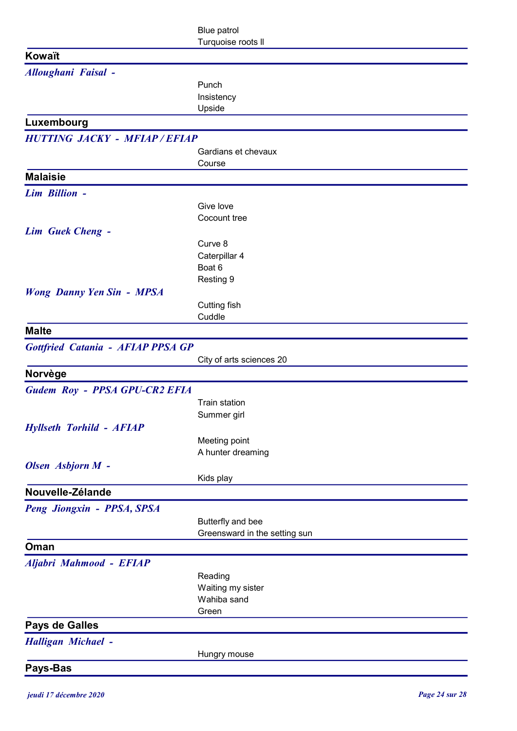Blue patrol
Turquoise roots ll

## Kowaït

*Alloughani Faisal -*

Punch
Insistency
Upside

## Luxembourg

*HUTTING JACKY - MFIAP / EFIAP*

Gardians et chevaux
Course

## Malaisie

*Lim Billion -*

Give love
Cocount tree

*Lim Guek Cheng -*

Curve 8
Caterpillar 4
Boat 6
Resting 9

*Wong Danny Yen Sin - MPSA*

Cutting fish
Cuddle

## Malte

*Gottfried Catania - AFIAP PPSA GP*

City of arts sciences 20

## Norvège

*Gudem Roy - PPSA GPU-CR2 EFIA*

Train station
Summer girl

*Hyllseth Torhild - AFIAP*

Meeting point
A hunter dreaming

*Olsen Asbjorn M -*

Kids play

## Nouvelle-Zélande

*Peng Jiongxin - PPSA, SPSA*

Butterfly and bee
Greensward in the setting sun

## Oman

*Aljabri Mahmood - EFIAP*

Reading
Waiting my sister
Wahiba sand
Green

## Pays de Galles

*Halligan Michael -*

Hungry mouse

## Pays-Bas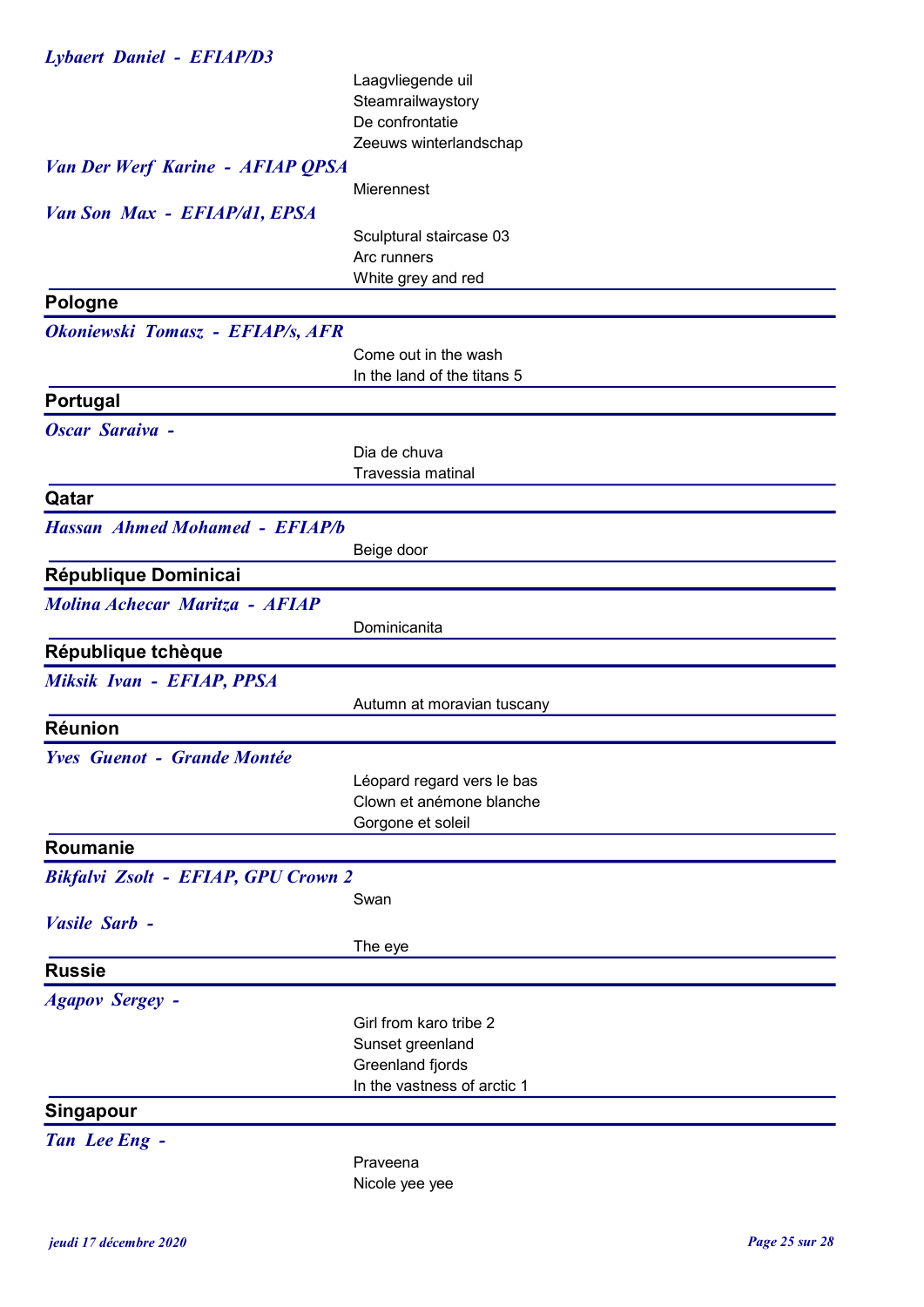*Lybaert Daniel - EFIAP/D3*

Laagvliegende uil
Steamrailwaystory
De confrontatie
Zeeuws winterlandschap

*Van Der Werf Karine - AFIAP QPSA*

Mierennest

*Van Son Max - EFIAP/d1, EPSA*

Sculptural staircase 03
Arc runners
White grey and red

## Pologne

*Okoniewski Tomasz - EFIAP/s, AFR*

Come out in the wash
In the land of the titans 5

## Portugal

*Oscar Saraiva -*

Dia de chuva
Travessia matinal

## Qatar

*Hassan Ahmed Mohamed - EFIAP/b*

Beige door

## République Dominicai

*Molina Achecar Maritza - AFIAP*

Dominicanita

## République tchèque

*Miksik Ivan - EFIAP, PPSA*

Autumn at moravian tuscany

## Réunion

*Yves Guenot - Grande Montée*

Léopard regard vers le bas
Clown et anémone blanche
Gorgone et soleil

## Roumanie

*Bikfalvi Zsolt - EFIAP, GPU Crown 2*

Swan

*Vasile Sarb -*

The eye

## Russie

*Agapov Sergey -*

Girl from karo tribe 2
Sunset greenland
Greenland fjords
In the vastness of arctic 1

## Singapour

*Tan Lee Eng -*

Praveena
Nicole yee yee

*jeudi 17 décembre 2020*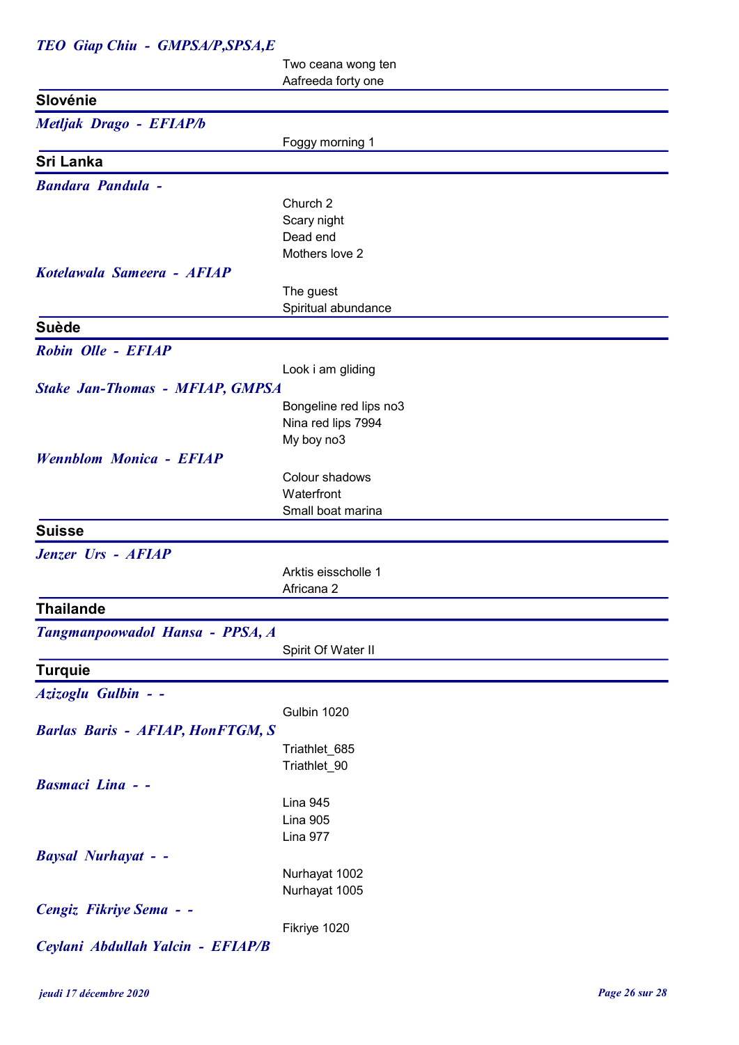*TEO Giap Chiu - GMPSA/P,SPSA,E*

Two ceana wong ten
Aafreeda forty one

## Slovénie

*Metljak Drago - EFIAP/b*

Foggy morning 1

## Sri Lanka

*Bandara Pandula -*

Church 2
Scary night
Dead end
Mothers love 2

*Kotelawala Sameera - AFIAP*

The guest
Spiritual abundance

## Suède

*Robin Olle - EFIAP*

Look i am gliding

*Stake Jan-Thomas - MFIAP, GMPSA*

Bongeline red lips no3
Nina red lips 7994
My boy no3

*Wennblom Monica - EFIAP*

Colour shadows
Waterfront
Small boat marina

## Suisse

*Jenzer Urs - AFIAP*

Arktis eisscholle 1
Africana 2

## Thailande

*Tangmanpoowadol Hansa - PPSA, A*

Spirit Of Water II

## Turquie

*Azizoglu Gulbin - -*

Gulbin 1020

*Barlas Baris - AFIAP, HonFTGM, S*

Triathlet_685
Triathlet_90

*Basmaci Lina - -*

Lina 945
Lina 905
Lina 977

*Baysal Nurhayat - -*

Nurhayat 1002
Nurhayat 1005

*Cengiz Fikriye Sema - -*

Fikriye 1020

*Ceylani Abdullah Yalcin - EFIAP/B*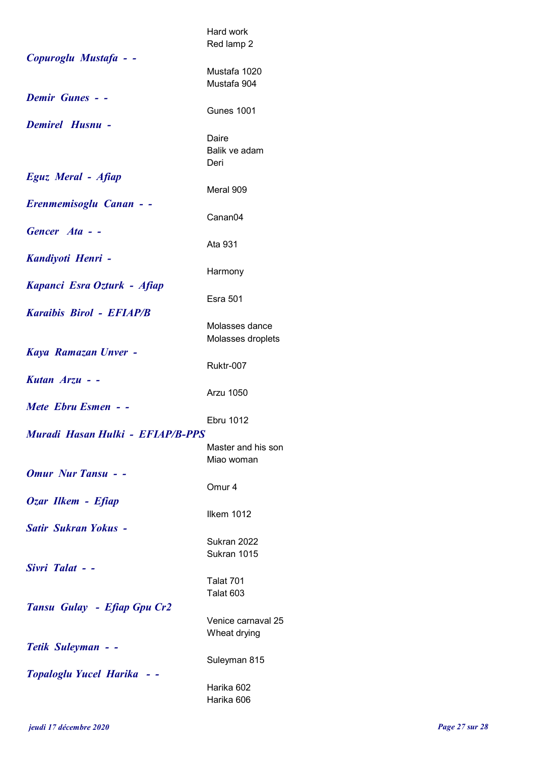Hard work
Red lamp 2

***Copuroglu Mustafa - -***

Mustafa 1020
Mustafa 904

***Demir Gunes - -***

Gunes 1001

***Demirel Husnu -***

Daire
Balik ve adam
Deri

***Eguz Meral - Afiap***

Meral 909

***Erenmemisoglu Canan - -***

Canan04

***Gencer Ata - -***

Ata 931

***Kandiyoti Henri -***

Harmony

***Kapanci Esra Ozturk - Afiap***

Esra 501

***Karaibis Birol - EFIAP/B***

Molasses dance
Molasses droplets

***Kaya Ramazan Unver -***

Ruktr-007

***Kutan Arzu - -***

Arzu 1050

***Mete Ebru Esmen - -***

Ebru 1012

***Muradi Hasan Hulki - EFIAP/B-PPS***

Master and his son
Miao woman

***Omur Nur Tansu - -***

Omur 4

***Ozar Ilkem - Efiap***

Ilkem 1012

***Satir Sukran Yokus -***

Sukran 2022
Sukran 1015

***Sivri Talat - -***

Talat 701
Talat 603

***Tansu Gulay - Efiap Gpu Cr2***

Venice carnaval 25
Wheat drying

***Tetik Suleyman - -***

Suleyman 815

***Topaloglu Yucel Harika - -***

Harika 602
Harika 606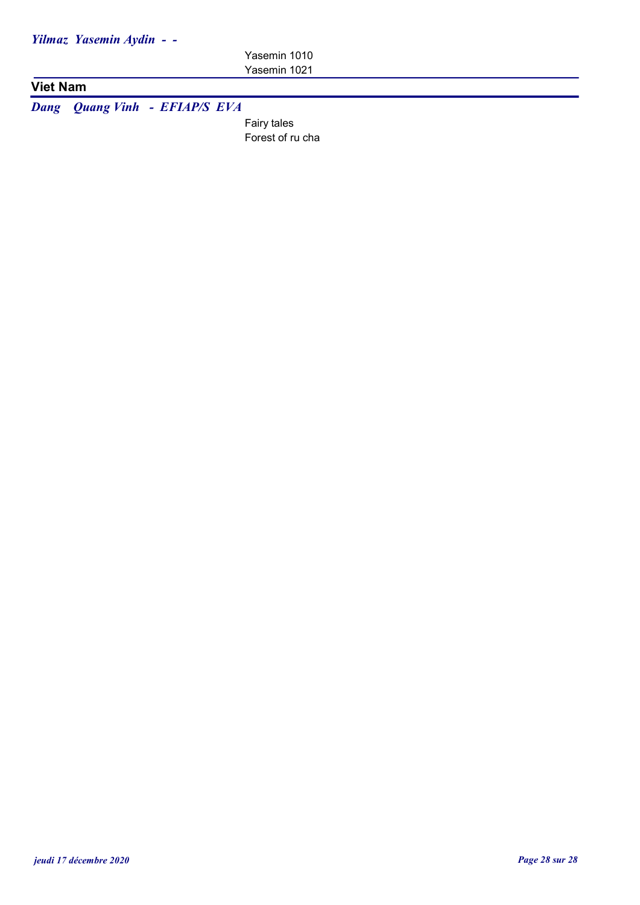*Yilmaz Yasemin Aydin - -*

Yasemin 1010
Yasemin 1021

## Viet Nam

*Dang Quang Vinh - EFIAP/S EVA*

Fairy tales
Forest of ru cha